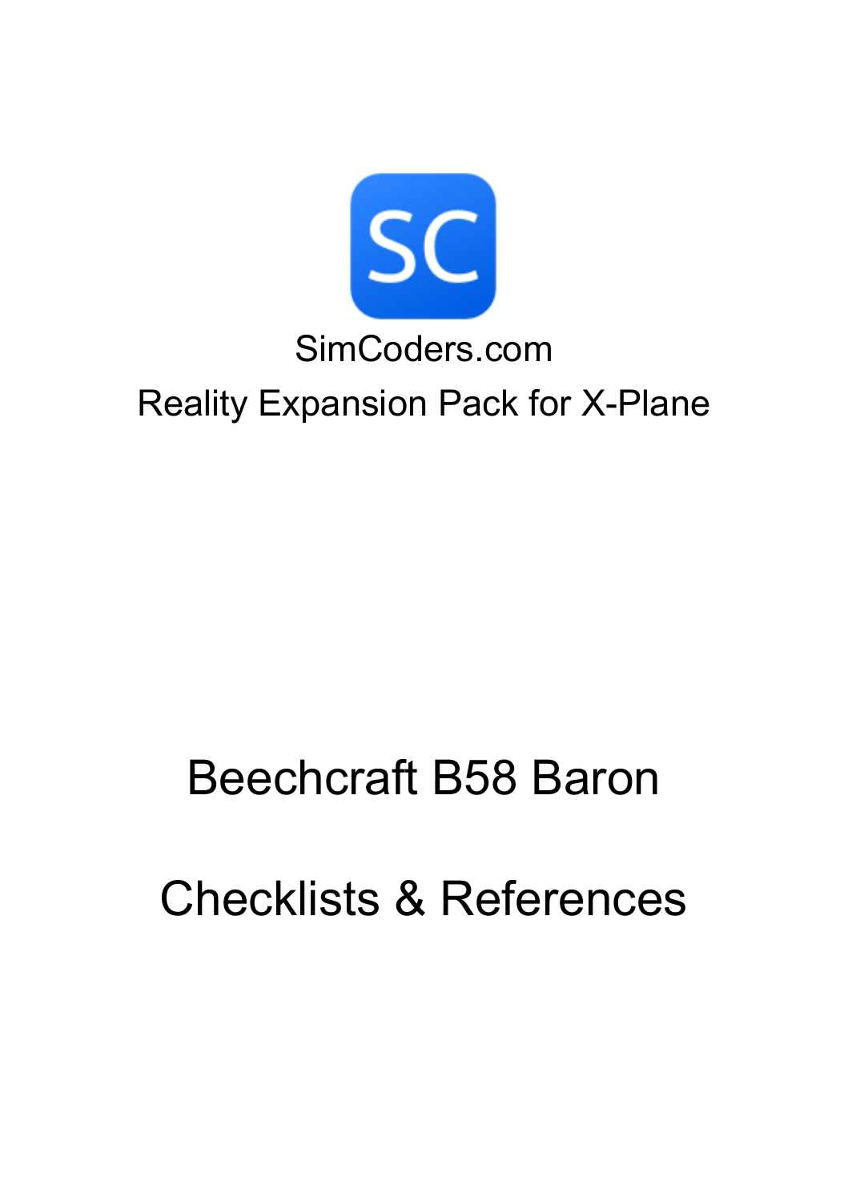SC

SimCoders.com

Reality Expansion Pack for X-Plane

# Beechcraft B58 Baron

# Checklists & References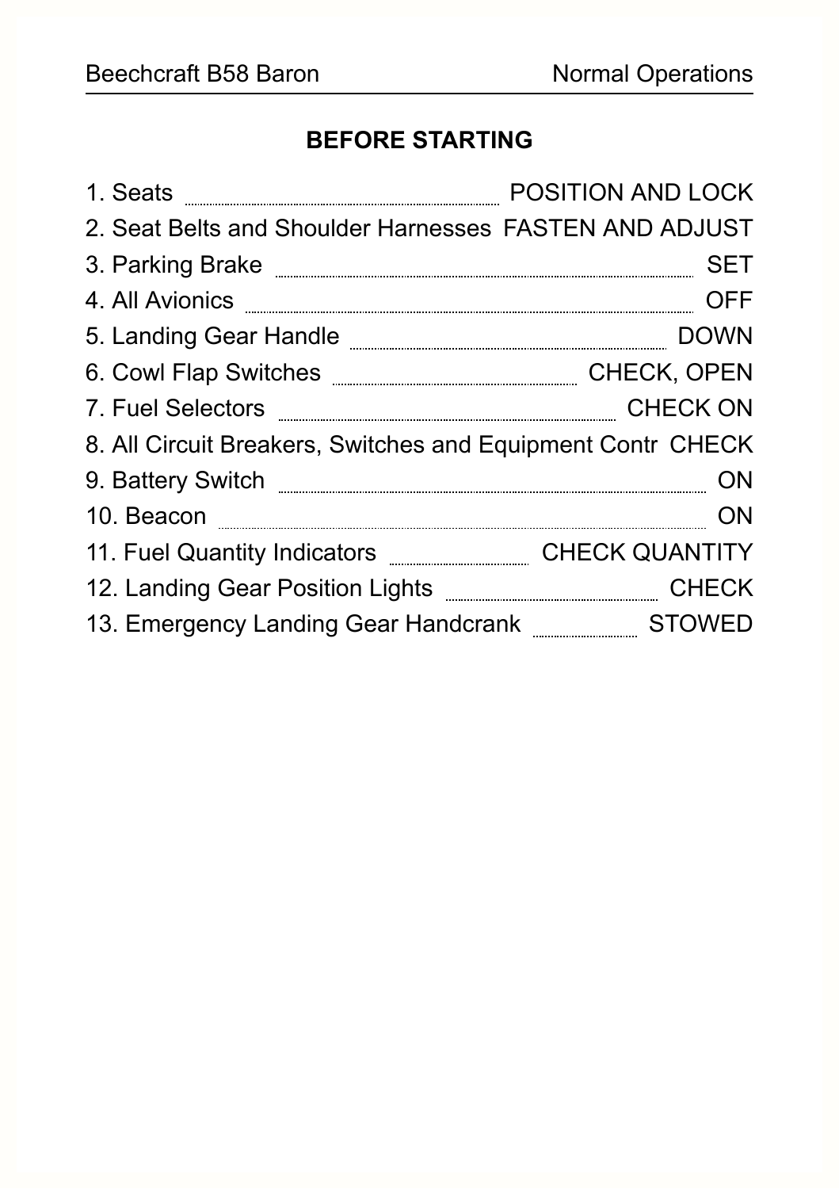## BEFORE STARTING

1. Seats ........ POSITION AND LOCK
2. Seat Belts and Shoulder Harnesses FASTEN AND ADJUST
3. Parking Brake ........ SET
4. All Avionics ........ OFF
5. Landing Gear Handle ........ DOWN
6. Cowl Flap Switches ........ CHECK, OPEN
7. Fuel Selectors ........ CHECK ON
8. All Circuit Breakers, Switches and Equipment Contr CHECK
9. Battery Switch ........ ON
10. Beacon ........ ON
11. Fuel Quantity Indicators ........ CHECK QUANTITY
12. Landing Gear Position Lights ........ CHECK
13. Emergency Landing Gear Handcrank ........ STOWED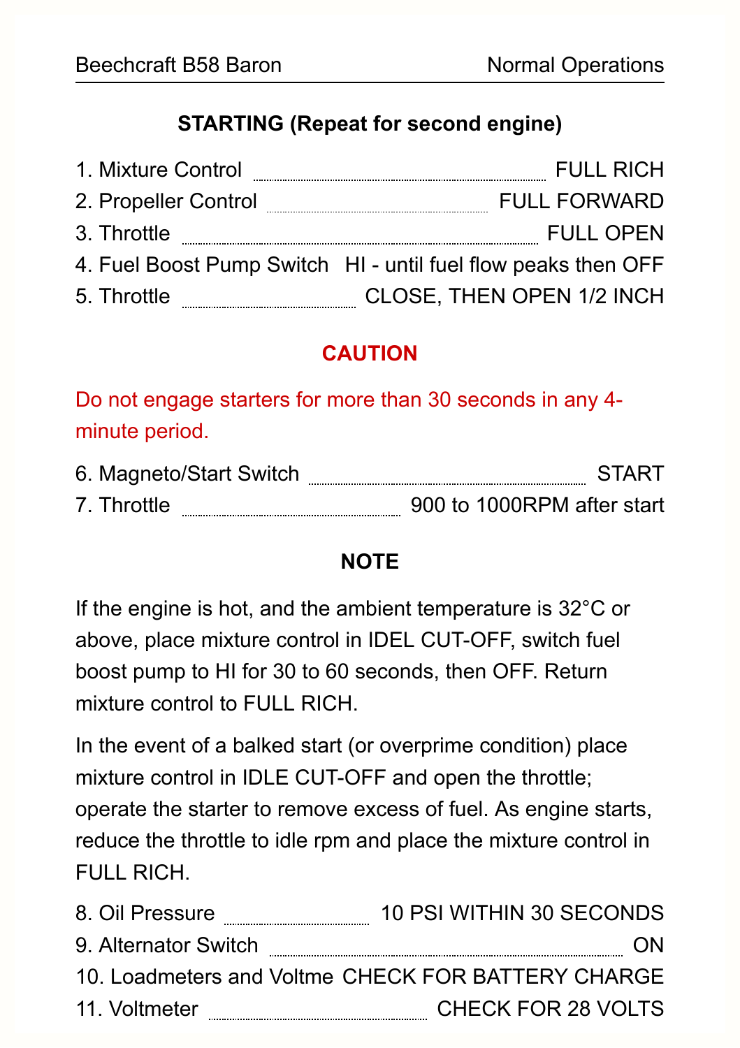## STARTING (Repeat for second engine)

1. Mixture Control .................... FULL RICH
2. Propeller Control .................... FULL FORWARD
3. Throttle .................... FULL OPEN
4. Fuel Boost Pump Switch HI - until fuel flow peaks then OFF
5. Throttle .................... CLOSE, THEN OPEN 1/2 INCH

### CAUTION

Do not engage starters for more than 30 seconds in any 4-minute period.

6. Magneto/Start Switch .................... START
7. Throttle .................... 900 to 1000RPM after start

### NOTE

If the engine is hot, and the ambient temperature is 32°C or above, place mixture control in IDEL CUT-OFF, switch fuel boost pump to HI for 30 to 60 seconds, then OFF. Return mixture control to FULL RICH.

In the event of a balked start (or overprime condition) place mixture control in IDLE CUT-OFF and open the throttle; operate the starter to remove excess of fuel. As engine starts, reduce the throttle to idle rpm and place the mixture control in FULL RICH.

8. Oil Pressure .................... 10 PSI WITHIN 30 SECONDS
9. Alternator Switch .................... ON
10. Loadmeters and Voltme CHECK FOR BATTERY CHARGE
11. Voltmeter .................... CHECK FOR 28 VOLTS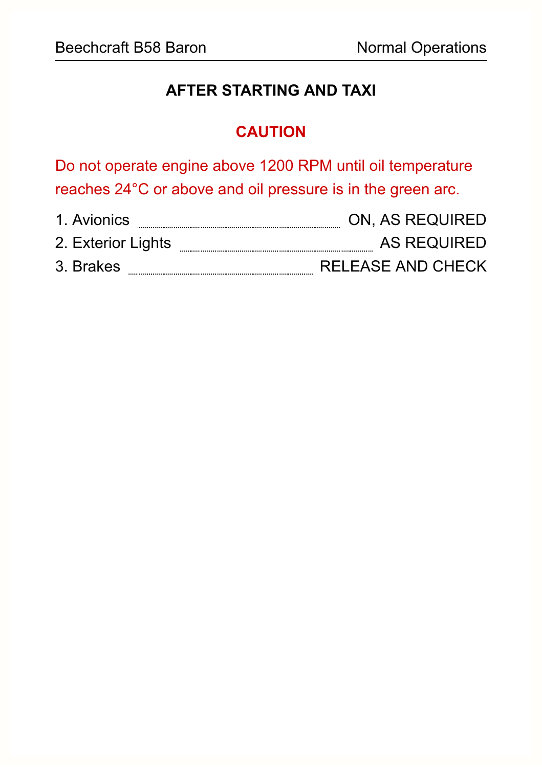## AFTER STARTING AND TAXI

**CAUTION**

Do not operate engine above 1200 RPM until oil temperature reaches 24°C or above and oil pressure is in the green arc.

1. Avionics .................... ON, AS REQUIRED
2. Exterior Lights .................... AS REQUIRED
3. Brakes .................... RELEASE AND CHECK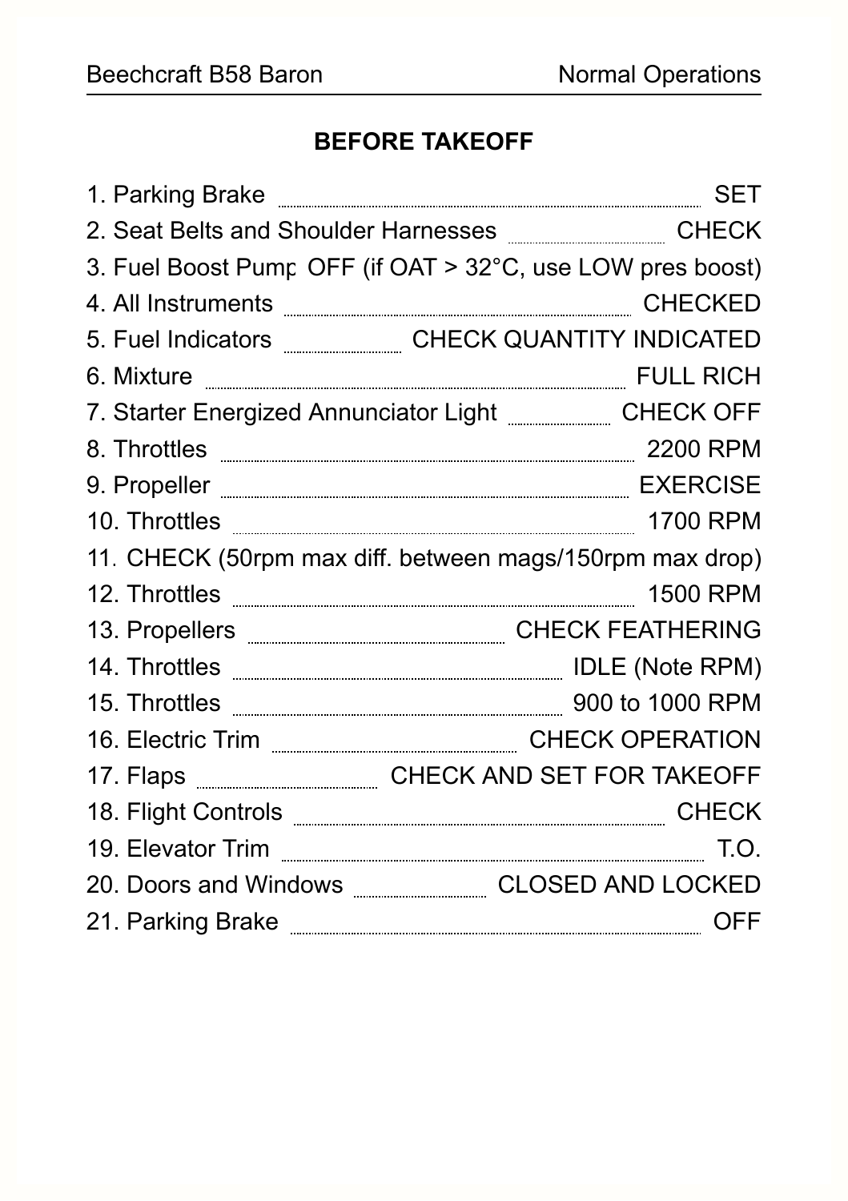## BEFORE TAKEOFF

1. Parking Brake .......... SET
2. Seat Belts and Shoulder Harnesses .......... CHECK
3. Fuel Boost Pump OFF (if OAT > 32°C, use LOW pres boost)
4. All Instruments .......... CHECKED
5. Fuel Indicators .......... CHECK QUANTITY INDICATED
6. Mixture .......... FULL RICH
7. Starter Energized Annunciator Light .......... CHECK OFF
8. Throttles .......... 2200 RPM
9. Propeller .......... EXERCISE
10. Throttles .......... 1700 RPM
11. CHECK (50rpm max diff. between mags/150rpm max drop)
12. Throttles .......... 1500 RPM
13. Propellers .......... CHECK FEATHERING
14. Throttles .......... IDLE (Note RPM)
15. Throttles .......... 900 to 1000 RPM
16. Electric Trim .......... CHECK OPERATION
17. Flaps .......... CHECK AND SET FOR TAKEOFF
18. Flight Controls .......... CHECK
19. Elevator Trim .......... T.O.
20. Doors and Windows .......... CLOSED AND LOCKED
21. Parking Brake .......... OFF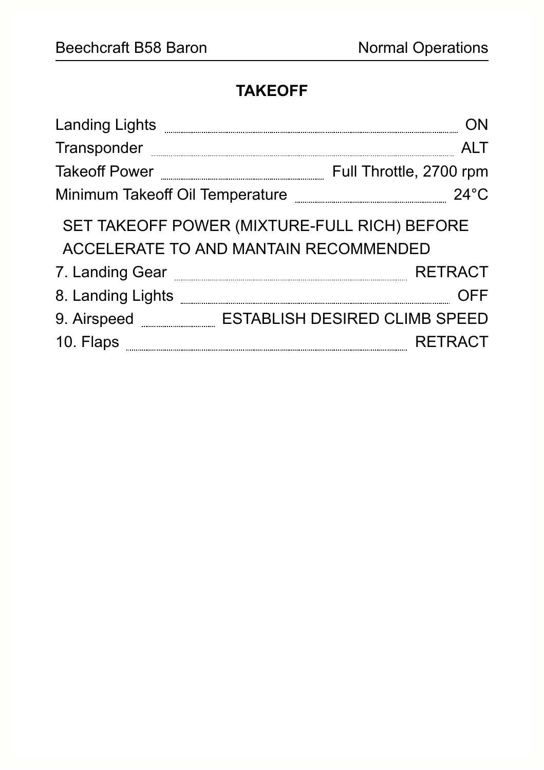## TAKEOFF

Landing Lights ........ ON

Transponder ........ ALT

Takeoff Power ........ Full Throttle, 2700 rpm

Minimum Takeoff Oil Temperature ........ 24°C

SET TAKEOFF POWER (MIXTURE-FULL RICH) BEFORE ACCELERATE TO AND MANTAIN RECOMMENDED

7. Landing Gear ........ RETRACT
8. Landing Lights ........ OFF
9. Airspeed ........ ESTABLISH DESIRED CLIMB SPEED
10. Flaps ........ RETRACT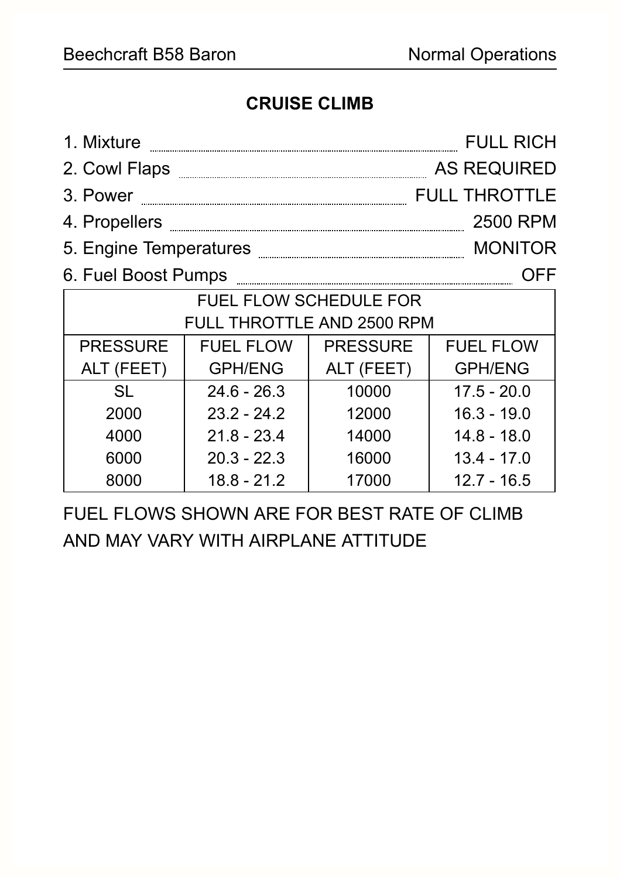## CRUISE CLIMB

1. Mixture .......... FULL RICH
2. Cowl Flaps .......... AS REQUIRED
3. Power .......... FULL THROTTLE
4. Propellers .......... 2500 RPM
5. Engine Temperatures .......... MONITOR
6. Fuel Boost Pumps .......... OFF

| FUEL FLOW SCHEDULE FOR FULL THROTTLE AND 2500 RPM | | | |
|---|---|---|---|
| PRESSURE ALT (FEET) | FUEL FLOW GPH/ENG | PRESSURE ALT (FEET) | FUEL FLOW GPH/ENG |
| SL | 24.6 - 26.3 | 10000 | 17.5 - 20.0 |
| 2000 | 23.2 - 24.2 | 12000 | 16.3 - 19.0 |
| 4000 | 21.8 - 23.4 | 14000 | 14.8 - 18.0 |
| 6000 | 20.3 - 22.3 | 16000 | 13.4 - 17.0 |
| 8000 | 18.8 - 21.2 | 17000 | 12.7 - 16.5 |

FUEL FLOWS SHOWN ARE FOR BEST RATE OF CLIMB AND MAY VARY WITH AIRPLANE ATTITUDE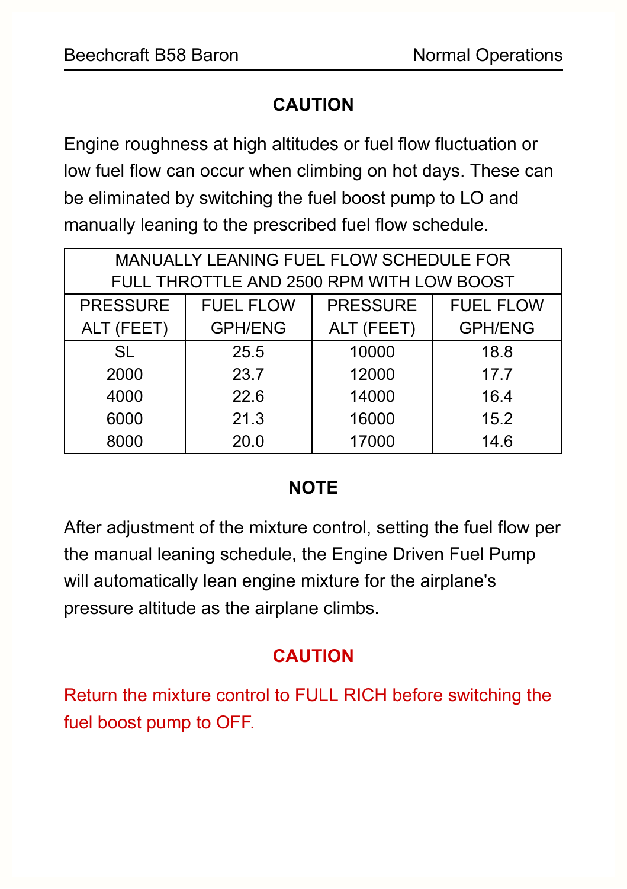**CAUTION**

Engine roughness at high altitudes or fuel flow fluctuation or low fuel flow can occur when climbing on hot days. These can be eliminated by switching the fuel boost pump to LO and manually leaning to the prescribed fuel flow schedule.

| MANUALLY LEANING FUEL FLOW SCHEDULE FOR FULL THROTTLE AND 2500 RPM WITH LOW BOOST | | | |
|---|---|---|---|
| PRESSURE ALT (FEET) | FUEL FLOW GPH/ENG | PRESSURE ALT (FEET) | FUEL FLOW GPH/ENG |
| SL | 25.5 | 10000 | 18.8 |
| 2000 | 23.7 | 12000 | 17.7 |
| 4000 | 22.6 | 14000 | 16.4 |
| 6000 | 21.3 | 16000 | 15.2 |
| 8000 | 20.0 | 17000 | 14.6 |

**NOTE**

After adjustment of the mixture control, setting the fuel flow per the manual leaning schedule, the Engine Driven Fuel Pump will automatically lean engine mixture for the airplane's pressure altitude as the airplane climbs.

**CAUTION**

Return the mixture control to FULL RICH before switching the fuel boost pump to OFF.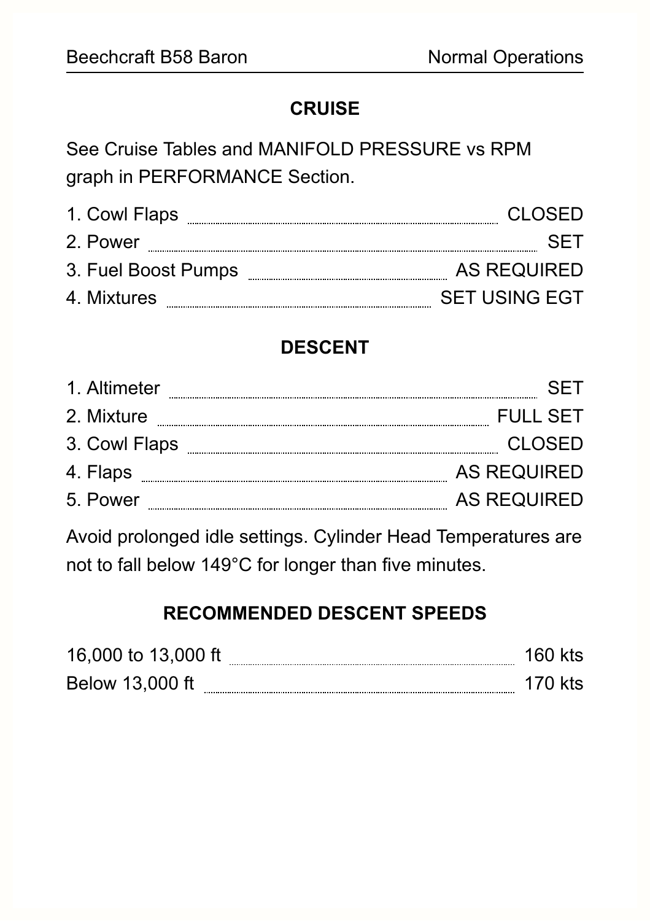## CRUISE

See Cruise Tables and MANIFOLD PRESSURE vs RPM graph in PERFORMANCE Section.

1. Cowl Flaps .......... CLOSED
2. Power .......... SET
3. Fuel Boost Pumps .......... AS REQUIRED
4. Mixtures .......... SET USING EGT

## DESCENT

1. Altimeter .......... SET
2. Mixture .......... FULL SET
3. Cowl Flaps .......... CLOSED
4. Flaps .......... AS REQUIRED
5. Power .......... AS REQUIRED

Avoid prolonged idle settings. Cylinder Head Temperatures are not to fall below 149°C for longer than five minutes.

## RECOMMENDED DESCENT SPEEDS

16,000 to 13,000 ft .......... 160 kts
Below 13,000 ft .......... 170 kts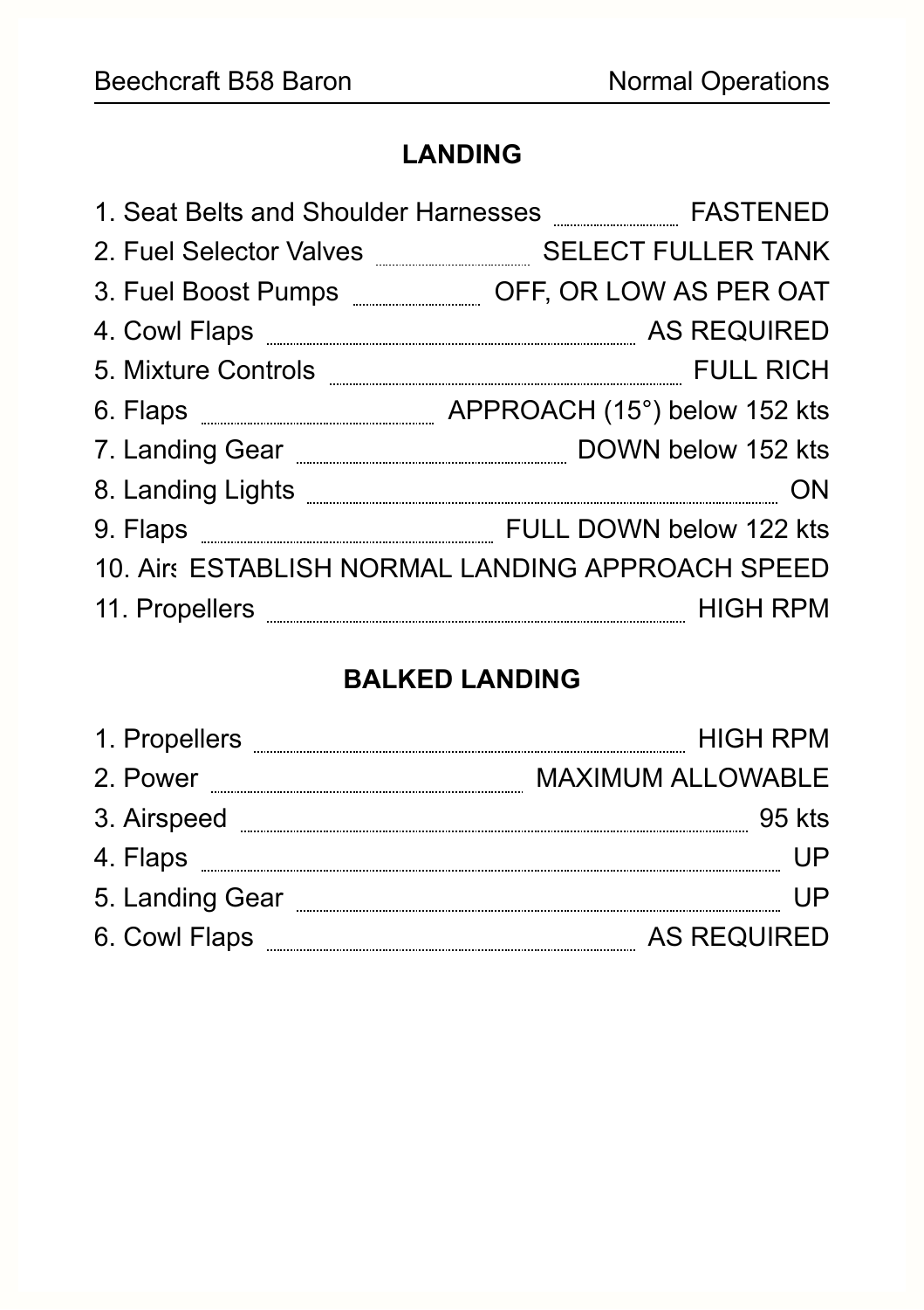## LANDING

1. Seat Belts and Shoulder Harnesses ........ FASTENED
2. Fuel Selector Valves ........ SELECT FULLER TANK
3. Fuel Boost Pumps ........ OFF, OR LOW AS PER OAT
4. Cowl Flaps ........ AS REQUIRED
5. Mixture Controls ........ FULL RICH
6. Flaps ........ APPROACH (15°) below 152 kts
7. Landing Gear ........ DOWN below 152 kts
8. Landing Lights ........ ON
9. Flaps ........ FULL DOWN below 122 kts
10. Airs ESTABLISH NORMAL LANDING APPROACH SPEED
11. Propellers ........ HIGH RPM

## BALKED LANDING

1. Propellers ........ HIGH RPM
2. Power ........ MAXIMUM ALLOWABLE
3. Airspeed ........ 95 kts
4. Flaps ........ UP
5. Landing Gear ........ UP
6. Cowl Flaps ........ AS REQUIRED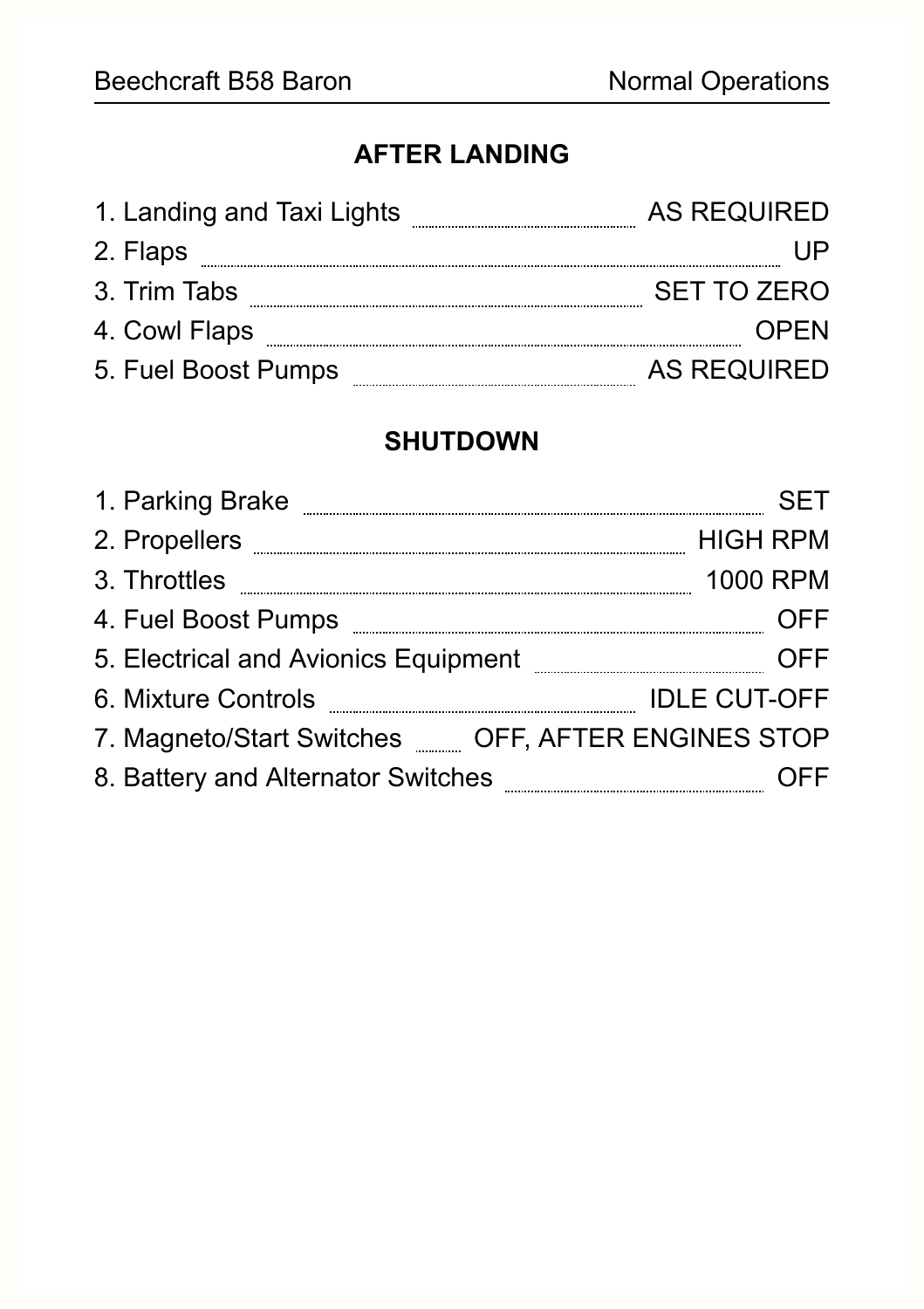## AFTER LANDING

1. Landing and Taxi Lights ........ AS REQUIRED
2. Flaps ........ UP
3. Trim Tabs ........ SET TO ZERO
4. Cowl Flaps ........ OPEN
5. Fuel Boost Pumps ........ AS REQUIRED

## SHUTDOWN

1. Parking Brake ........ SET
2. Propellers ........ HIGH RPM
3. Throttles ........ 1000 RPM
4. Fuel Boost Pumps ........ OFF
5. Electrical and Avionics Equipment ........ OFF
6. Mixture Controls ........ IDLE CUT-OFF
7. Magneto/Start Switches ........ OFF, AFTER ENGINES STOP
8. Battery and Alternator Switches ........ OFF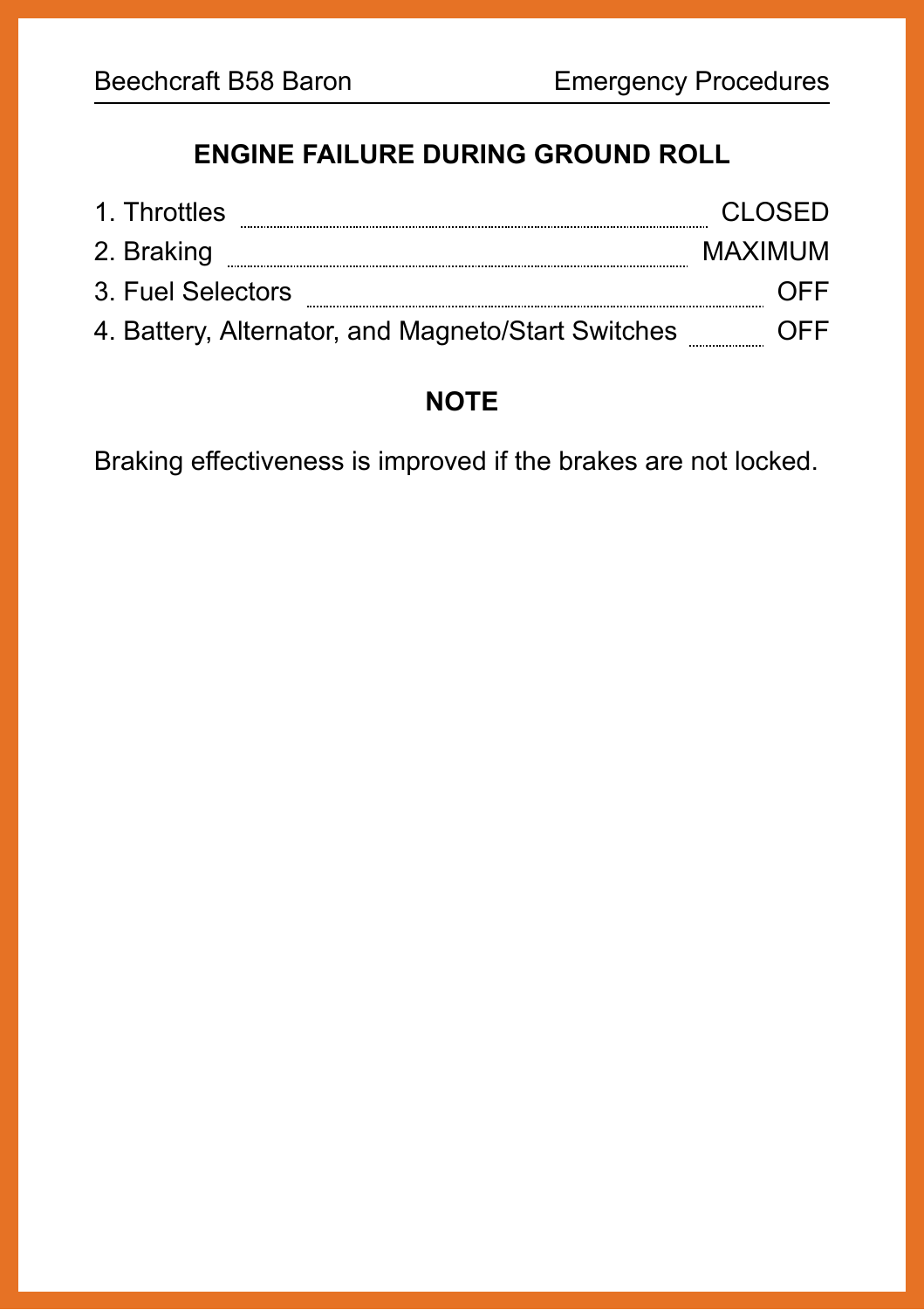## ENGINE FAILURE DURING GROUND ROLL

1. Throttles ........ CLOSED
2. Braking ........ MAXIMUM
3. Fuel Selectors ........ OFF
4. Battery, Alternator, and Magneto/Start Switches ........ OFF

### NOTE

Braking effectiveness is improved if the brakes are not locked.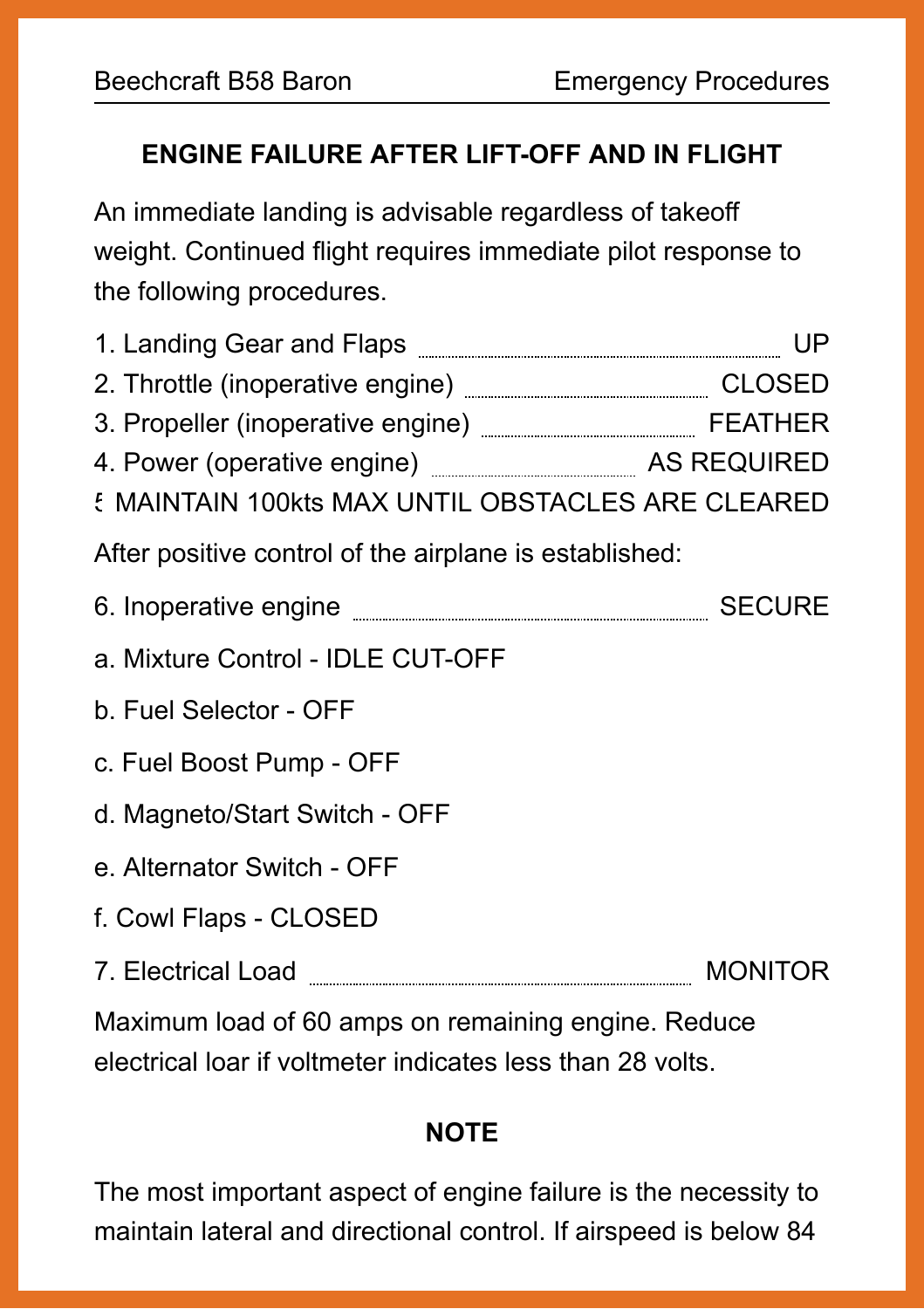## ENGINE FAILURE AFTER LIFT-OFF AND IN FLIGHT

An immediate landing is advisable regardless of takeoff weight. Continued flight requires immediate pilot response to the following procedures.

1. Landing Gear and Flaps .................... UP
2. Throttle (inoperative engine) .................... CLOSED
3. Propeller (inoperative engine) .................... FEATHER
4. Power (operative engine) .................... AS REQUIRED
5. MAINTAIN 100kts MAX UNTIL OBSTACLES ARE CLEARED

After positive control of the airplane is established:

6. Inoperative engine .................... SECURE

a. Mixture Control - IDLE CUT-OFF

b. Fuel Selector - OFF

c. Fuel Boost Pump - OFF

d. Magneto/Start Switch - OFF

e. Alternator Switch - OFF

f. Cowl Flaps - CLOSED

7. Electrical Load .................... MONITOR

Maximum load of 60 amps on remaining engine. Reduce electrical loar if voltmeter indicates less than 28 volts.

**NOTE**

The most important aspect of engine failure is the necessity to maintain lateral and directional control. If airspeed is below 84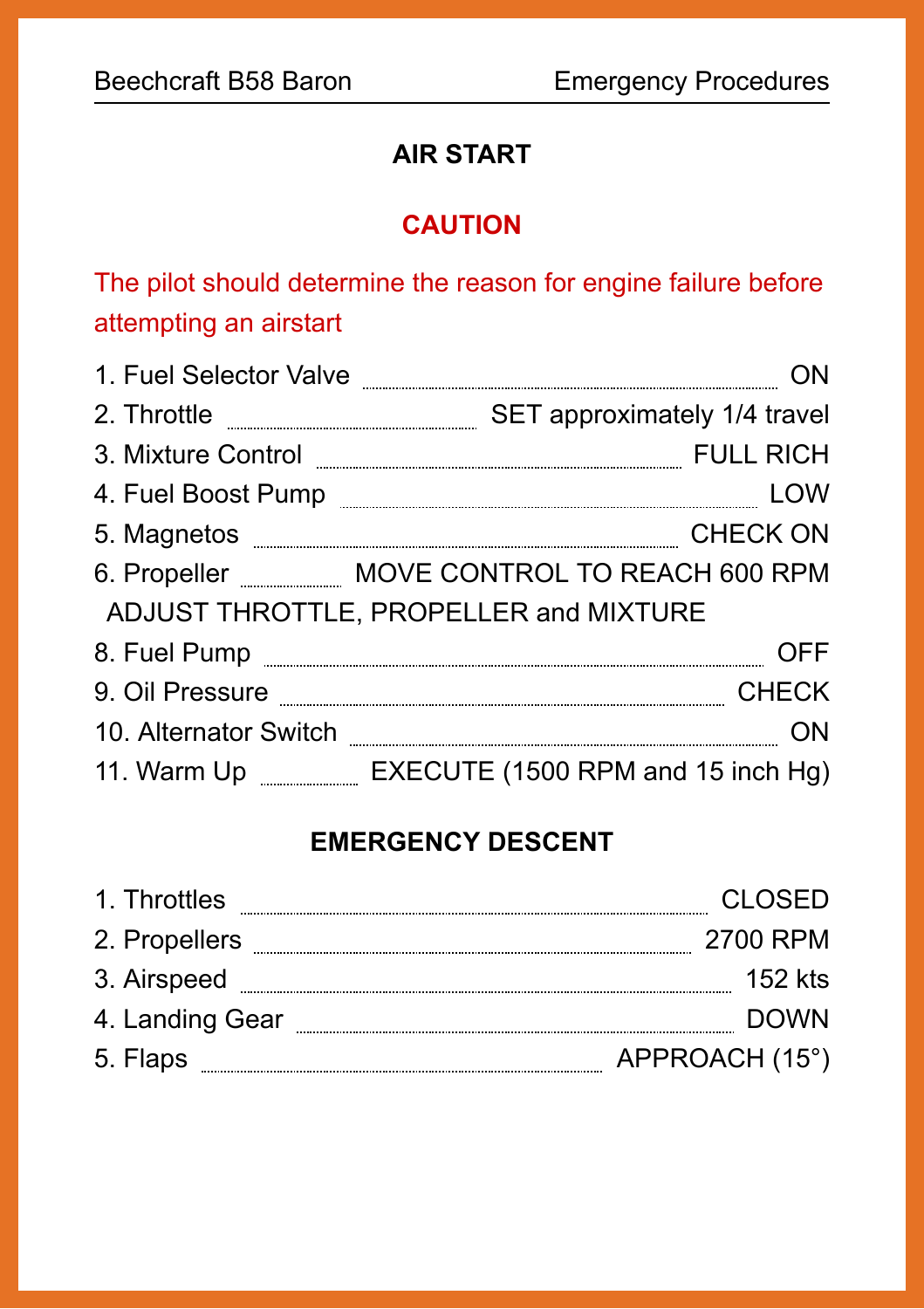## AIR START

### CAUTION

The pilot should determine the reason for engine failure before attempting an airstart

1. Fuel Selector Valve ........ ON
2. Throttle ........ SET approximately 1/4 travel
3. Mixture Control ........ FULL RICH
4. Fuel Boost Pump ........ LOW
5. Magnetos ........ CHECK ON
6. Propeller ........ MOVE CONTROL TO REACH 600 RPM

   ADJUST THROTTLE, PROPELLER and MIXTURE

8. Fuel Pump ........ OFF
9. Oil Pressure ........ CHECK
10. Alternator Switch ........ ON
11. Warm Up ........ EXECUTE (1500 RPM and 15 inch Hg)

## EMERGENCY DESCENT

1. Throttles ........ CLOSED
2. Propellers ........ 2700 RPM
3. Airspeed ........ 152 kts
4. Landing Gear ........ DOWN
5. Flaps ........ APPROACH (15°)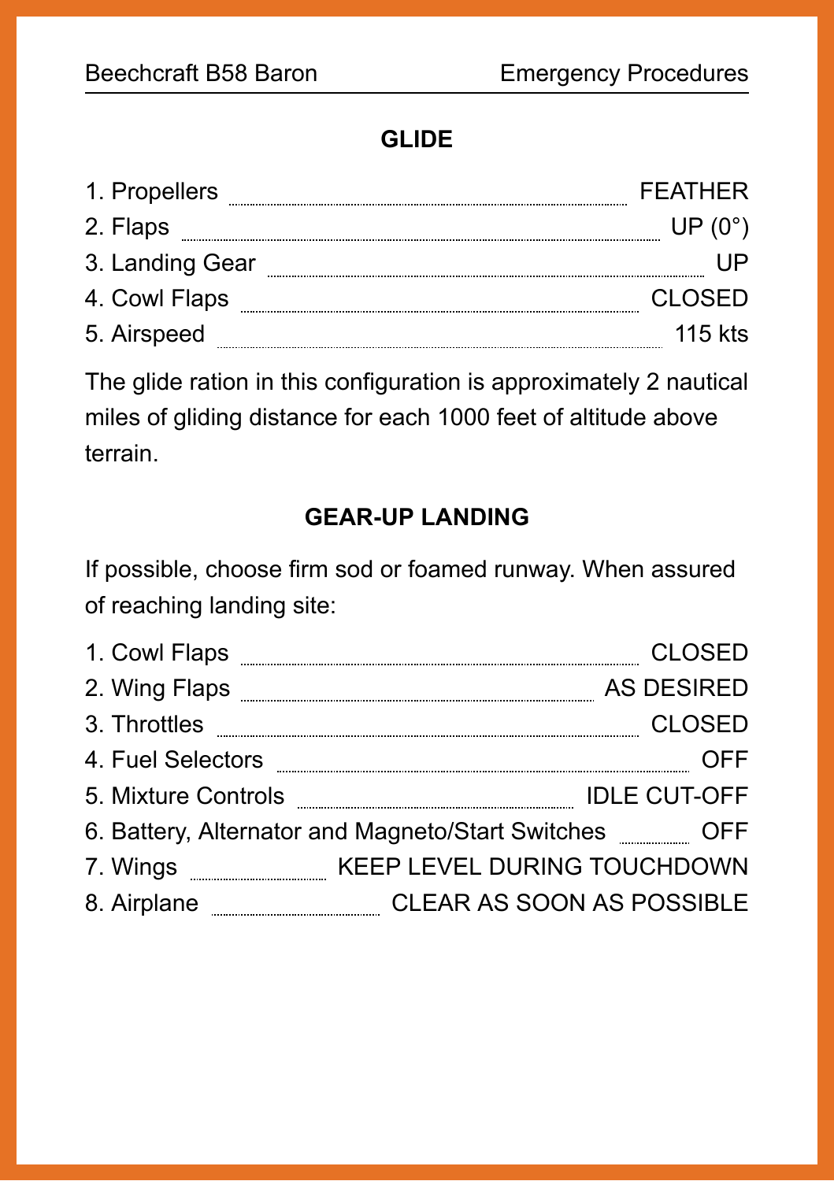## GLIDE

1. Propellers ........ FEATHER
2. Flaps ........ UP (0°)
3. Landing Gear ........ UP
4. Cowl Flaps ........ CLOSED
5. Airspeed ........ 115 kts

The glide ration in this configuration is approximately 2 nautical miles of gliding distance for each 1000 feet of altitude above terrain.

## GEAR-UP LANDING

If possible, choose firm sod or foamed runway. When assured of reaching landing site:

1. Cowl Flaps ........ CLOSED
2. Wing Flaps ........ AS DESIRED
3. Throttles ........ CLOSED
4. Fuel Selectors ........ OFF
5. Mixture Controls ........ IDLE CUT-OFF
6. Battery, Alternator and Magneto/Start Switches ........ OFF
7. Wings ........ KEEP LEVEL DURING TOUCHDOWN
8. Airplane ........ CLEAR AS SOON AS POSSIBLE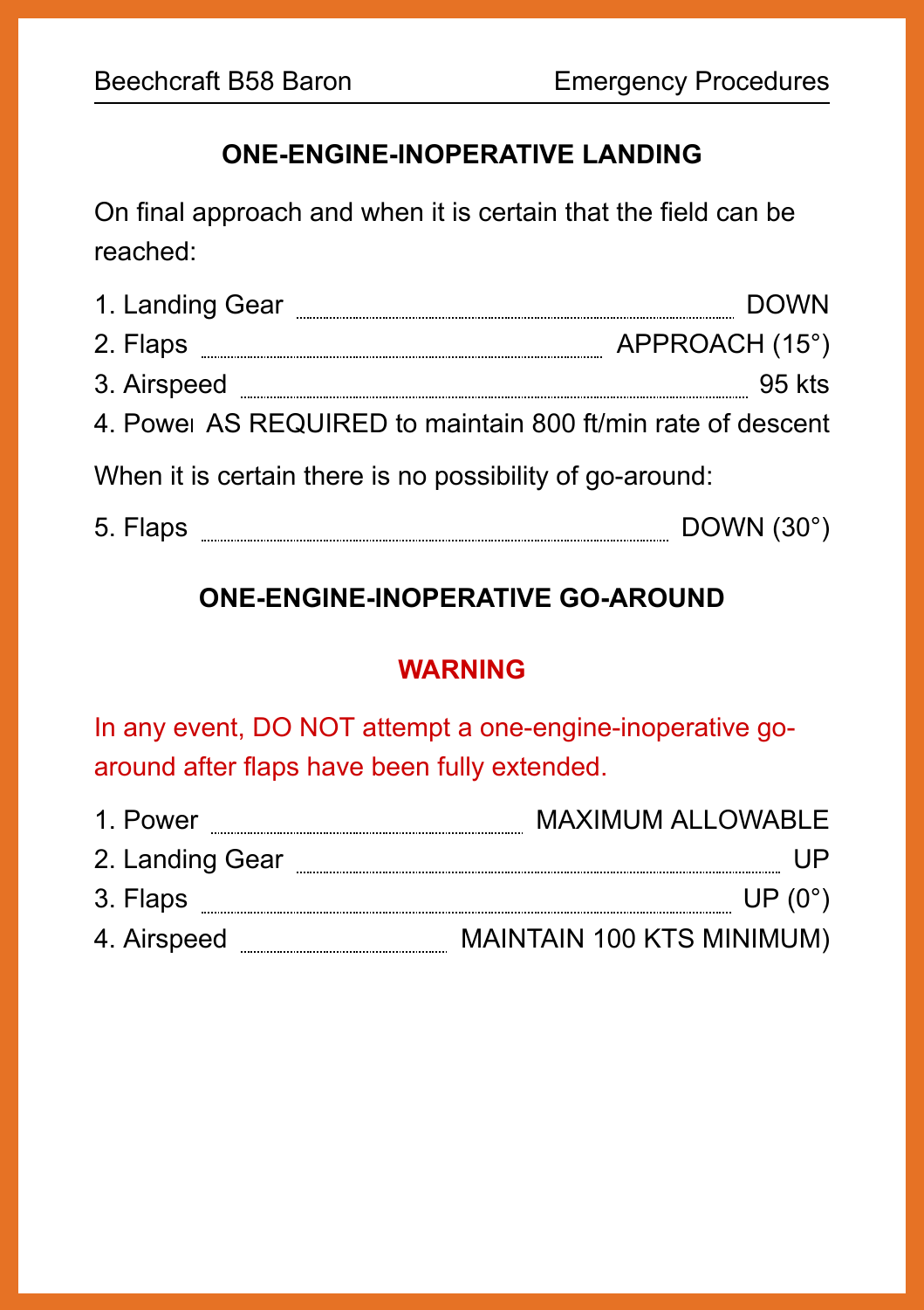## ONE-ENGINE-INOPERATIVE LANDING

On final approach and when it is certain that the field can be reached:

1. Landing Gear ........ DOWN
2. Flaps ........ APPROACH (15°)
3. Airspeed ........ 95 kts
4. Power AS REQUIRED to maintain 800 ft/min rate of descent

When it is certain there is no possibility of go-around:

5. Flaps ........ DOWN (30°)

## ONE-ENGINE-INOPERATIVE GO-AROUND

**WARNING**

In any event, DO NOT attempt a one-engine-inoperative go-around after flaps have been fully extended.

1. Power ........ MAXIMUM ALLOWABLE
2. Landing Gear ........ UP
3. Flaps ........ UP (0°)
4. Airspeed ........ MAINTAIN 100 KTS MINIMUM)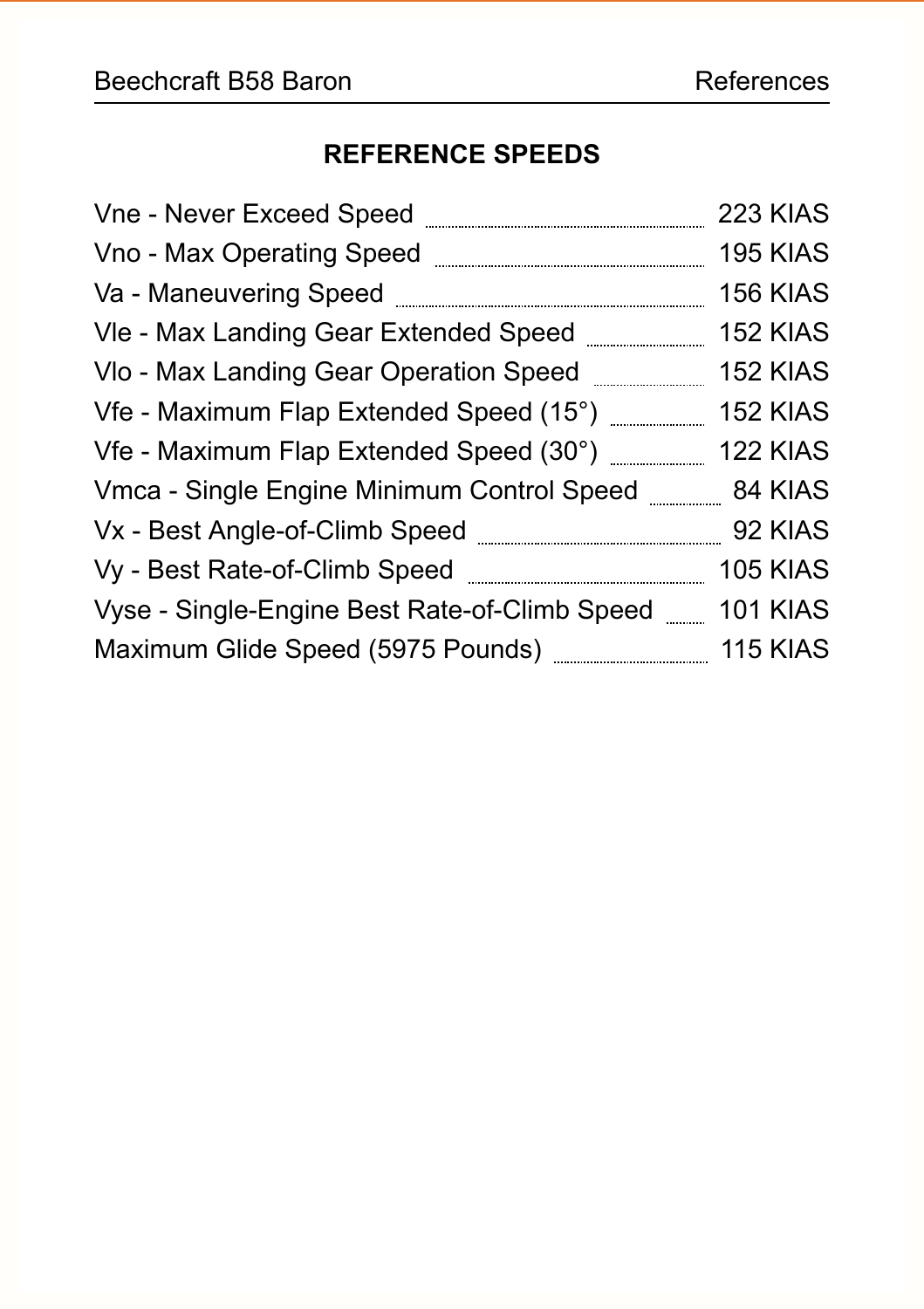## REFERENCE SPEEDS

| | |
|---|---|
| Vne - Never Exceed Speed | 223 KIAS |
| Vno - Max Operating Speed | 195 KIAS |
| Va - Maneuvering Speed | 156 KIAS |
| Vle - Max Landing Gear Extended Speed | 152 KIAS |
| Vlo - Max Landing Gear Operation Speed | 152 KIAS |
| Vfe - Maximum Flap Extended Speed (15°) | 152 KIAS |
| Vfe - Maximum Flap Extended Speed (30°) | 122 KIAS |
| Vmca - Single Engine Minimum Control Speed | 84 KIAS |
| Vx - Best Angle-of-Climb Speed | 92 KIAS |
| Vy - Best Rate-of-Climb Speed | 105 KIAS |
| Vyse - Single-Engine Best Rate-of-Climb Speed | 101 KIAS |
| Maximum Glide Speed (5975 Pounds) | 115 KIAS |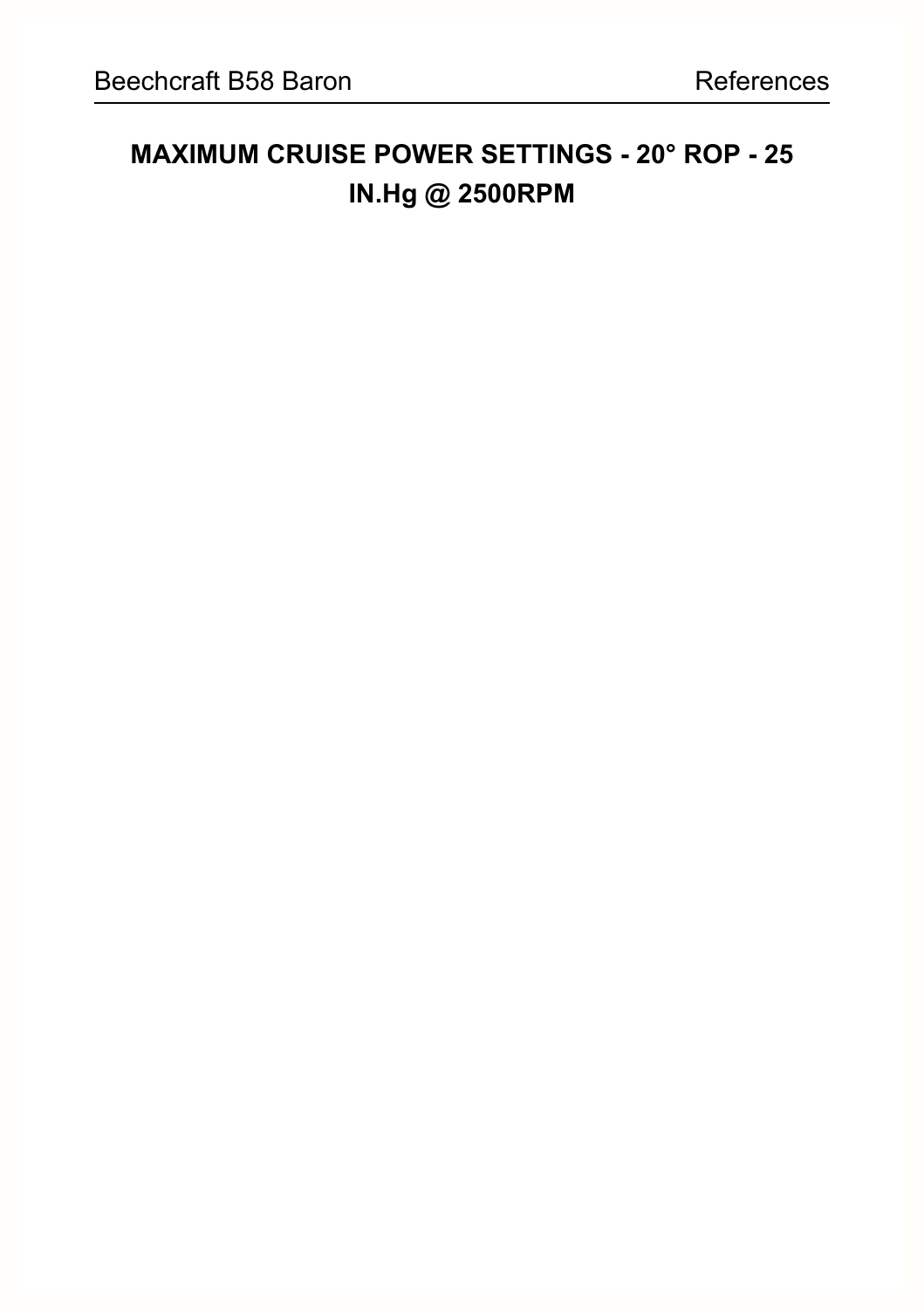# MAXIMUM CRUISE POWER SETTINGS - 20° ROP - 25 IN.Hg @ 2500RPM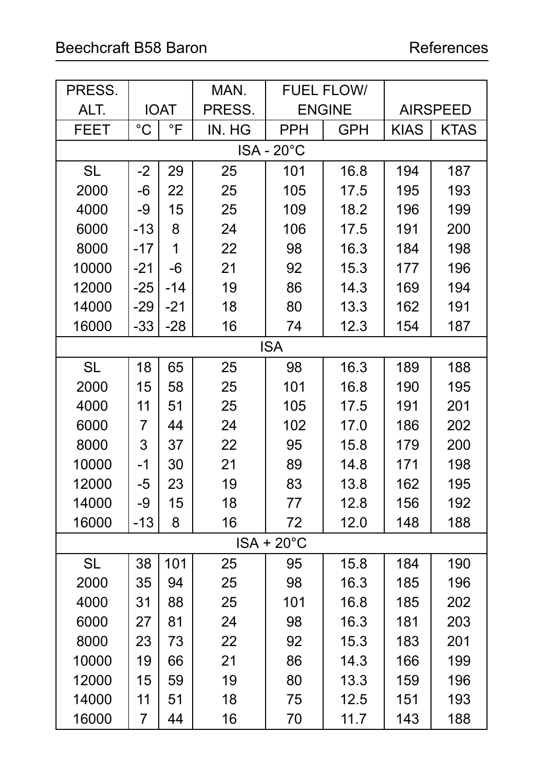| PRESS. ALT. | IOAT | | MAN. PRESS. | FUEL FLOW/ ENGINE | | AIRSPEED | |
|---|---|---|---|---|---|---|---|
| FEET | °C | °F | IN. HG | PPH | GPH | KIAS | KTAS |
| ISA - 20°C | | | | | | | |
| SL | -2 | 29 | 25 | 101 | 16.8 | 194 | 187 |
| 2000 | -6 | 22 | 25 | 105 | 17.5 | 195 | 193 |
| 4000 | -9 | 15 | 25 | 109 | 18.2 | 196 | 199 |
| 6000 | -13 | 8 | 24 | 106 | 17.5 | 191 | 200 |
| 8000 | -17 | 1 | 22 | 98 | 16.3 | 184 | 198 |
| 10000 | -21 | -6 | 21 | 92 | 15.3 | 177 | 196 |
| 12000 | -25 | -14 | 19 | 86 | 14.3 | 169 | 194 |
| 14000 | -29 | -21 | 18 | 80 | 13.3 | 162 | 191 |
| 16000 | -33 | -28 | 16 | 74 | 12.3 | 154 | 187 |
| ISA | | | | | | | |
| SL | 18 | 65 | 25 | 98 | 16.3 | 189 | 188 |
| 2000 | 15 | 58 | 25 | 101 | 16.8 | 190 | 195 |
| 4000 | 11 | 51 | 25 | 105 | 17.5 | 191 | 201 |
| 6000 | 7 | 44 | 24 | 102 | 17.0 | 186 | 202 |
| 8000 | 3 | 37 | 22 | 95 | 15.8 | 179 | 200 |
| 10000 | -1 | 30 | 21 | 89 | 14.8 | 171 | 198 |
| 12000 | -5 | 23 | 19 | 83 | 13.8 | 162 | 195 |
| 14000 | -9 | 15 | 18 | 77 | 12.8 | 156 | 192 |
| 16000 | -13 | 8 | 16 | 72 | 12.0 | 148 | 188 |
| ISA + 20°C | | | | | | | |
| SL | 38 | 101 | 25 | 95 | 15.8 | 184 | 190 |
| 2000 | 35 | 94 | 25 | 98 | 16.3 | 185 | 196 |
| 4000 | 31 | 88 | 25 | 101 | 16.8 | 185 | 202 |
| 6000 | 27 | 81 | 24 | 98 | 16.3 | 181 | 203 |
| 8000 | 23 | 73 | 22 | 92 | 15.3 | 183 | 201 |
| 10000 | 19 | 66 | 21 | 86 | 14.3 | 166 | 199 |
| 12000 | 15 | 59 | 19 | 80 | 13.3 | 159 | 196 |
| 14000 | 11 | 51 | 18 | 75 | 12.5 | 151 | 193 |
| 16000 | 7 | 44 | 16 | 70 | 11.7 | 143 | 188 |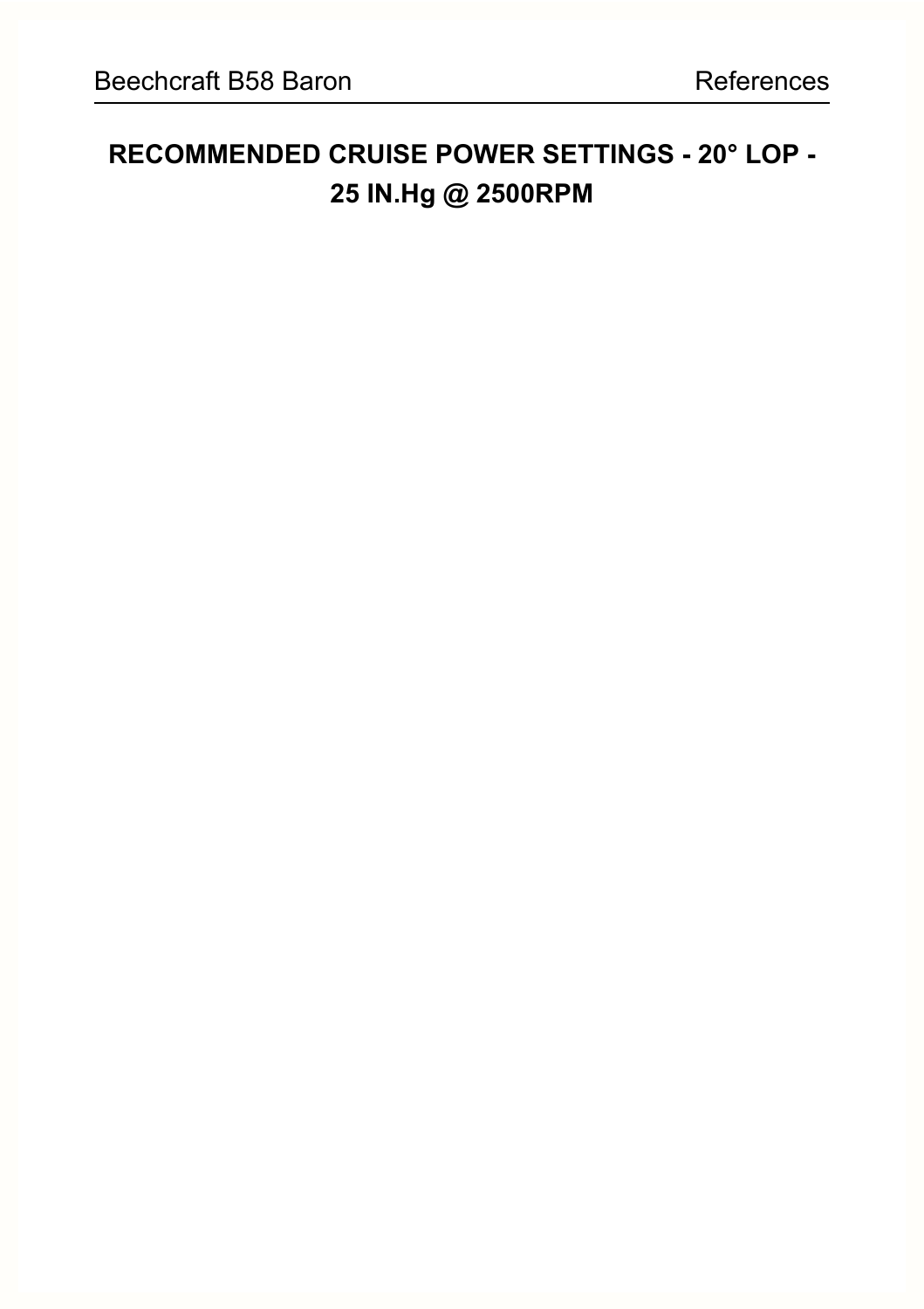# RECOMMENDED CRUISE POWER SETTINGS - 20° LOP - 25 IN.Hg @ 2500RPM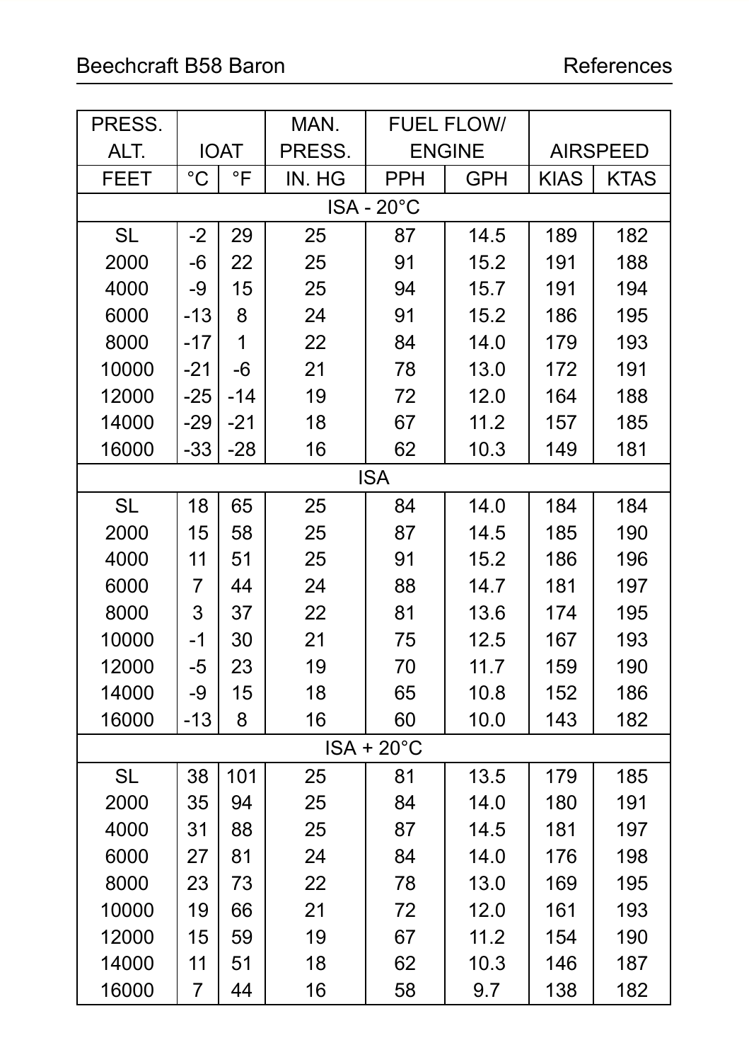| PRESS. ALT. | IOAT | | MAN. PRESS. | FUEL FLOW/ ENGINE | | AIRSPEED | |
|---|---|---|---|---|---|---|---|
| FEET | °C | °F | IN. HG | PPH | GPH | KIAS | KTAS |
| ISA - 20°C | | | | | | | |
| SL | -2 | 29 | 25 | 87 | 14.5 | 189 | 182 |
| 2000 | -6 | 22 | 25 | 91 | 15.2 | 191 | 188 |
| 4000 | -9 | 15 | 25 | 94 | 15.7 | 191 | 194 |
| 6000 | -13 | 8 | 24 | 91 | 15.2 | 186 | 195 |
| 8000 | -17 | 1 | 22 | 84 | 14.0 | 179 | 193 |
| 10000 | -21 | -6 | 21 | 78 | 13.0 | 172 | 191 |
| 12000 | -25 | -14 | 19 | 72 | 12.0 | 164 | 188 |
| 14000 | -29 | -21 | 18 | 67 | 11.2 | 157 | 185 |
| 16000 | -33 | -28 | 16 | 62 | 10.3 | 149 | 181 |
| ISA | | | | | | | |
| SL | 18 | 65 | 25 | 84 | 14.0 | 184 | 184 |
| 2000 | 15 | 58 | 25 | 87 | 14.5 | 185 | 190 |
| 4000 | 11 | 51 | 25 | 91 | 15.2 | 186 | 196 |
| 6000 | 7 | 44 | 24 | 88 | 14.7 | 181 | 197 |
| 8000 | 3 | 37 | 22 | 81 | 13.6 | 174 | 195 |
| 10000 | -1 | 30 | 21 | 75 | 12.5 | 167 | 193 |
| 12000 | -5 | 23 | 19 | 70 | 11.7 | 159 | 190 |
| 14000 | -9 | 15 | 18 | 65 | 10.8 | 152 | 186 |
| 16000 | -13 | 8 | 16 | 60 | 10.0 | 143 | 182 |
| ISA + 20°C | | | | | | | |
| SL | 38 | 101 | 25 | 81 | 13.5 | 179 | 185 |
| 2000 | 35 | 94 | 25 | 84 | 14.0 | 180 | 191 |
| 4000 | 31 | 88 | 25 | 87 | 14.5 | 181 | 197 |
| 6000 | 27 | 81 | 24 | 84 | 14.0 | 176 | 198 |
| 8000 | 23 | 73 | 22 | 78 | 13.0 | 169 | 195 |
| 10000 | 19 | 66 | 21 | 72 | 12.0 | 161 | 193 |
| 12000 | 15 | 59 | 19 | 67 | 11.2 | 154 | 190 |
| 14000 | 11 | 51 | 18 | 62 | 10.3 | 146 | 187 |
| 16000 | 7 | 44 | 16 | 58 | 9.7 | 138 | 182 |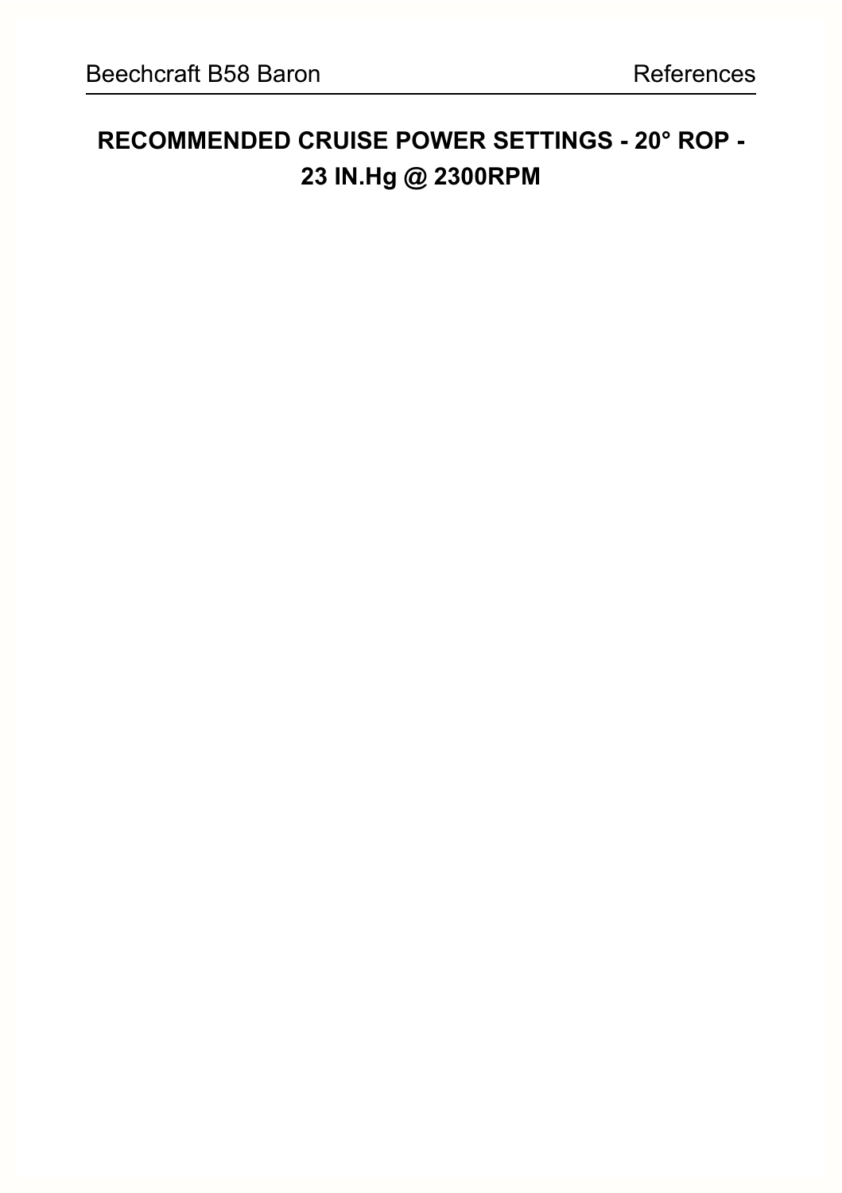# RECOMMENDED CRUISE POWER SETTINGS - 20° ROP - 23 IN.Hg @ 2300RPM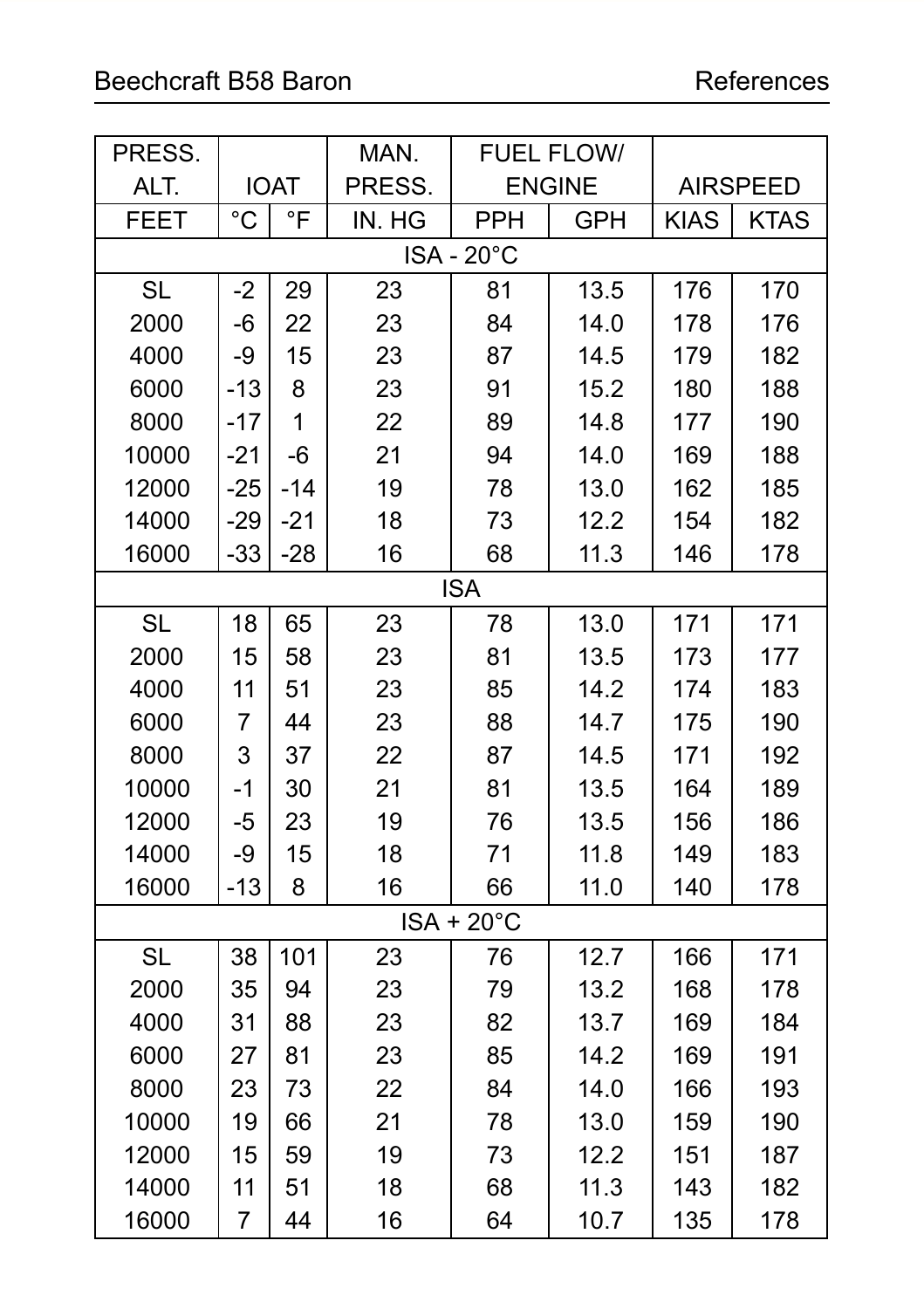| PRESS. ALT. | IOAT | | MAN. PRESS. | FUEL FLOW/ ENGINE | | AIRSPEED | |
|---|---|---|---|---|---|---|---|
| FEET | °C | °F | IN. HG | PPH | GPH | KIAS | KTAS |
| **ISA - 20°C** | | | | | | | |
| SL | -2 | 29 | 23 | 81 | 13.5 | 176 | 170 |
| 2000 | -6 | 22 | 23 | 84 | 14.0 | 178 | 176 |
| 4000 | -9 | 15 | 23 | 87 | 14.5 | 179 | 182 |
| 6000 | -13 | 8 | 23 | 91 | 15.2 | 180 | 188 |
| 8000 | -17 | 1 | 22 | 89 | 14.8 | 177 | 190 |
| 10000 | -21 | -6 | 21 | 94 | 14.0 | 169 | 188 |
| 12000 | -25 | -14 | 19 | 78 | 13.0 | 162 | 185 |
| 14000 | -29 | -21 | 18 | 73 | 12.2 | 154 | 182 |
| 16000 | -33 | -28 | 16 | 68 | 11.3 | 146 | 178 |
| **ISA** | | | | | | | |
| SL | 18 | 65 | 23 | 78 | 13.0 | 171 | 171 |
| 2000 | 15 | 58 | 23 | 81 | 13.5 | 173 | 177 |
| 4000 | 11 | 51 | 23 | 85 | 14.2 | 174 | 183 |
| 6000 | 7 | 44 | 23 | 88 | 14.7 | 175 | 190 |
| 8000 | 3 | 37 | 22 | 87 | 14.5 | 171 | 192 |
| 10000 | -1 | 30 | 21 | 81 | 13.5 | 164 | 189 |
| 12000 | -5 | 23 | 19 | 76 | 13.5 | 156 | 186 |
| 14000 | -9 | 15 | 18 | 71 | 11.8 | 149 | 183 |
| 16000 | -13 | 8 | 16 | 66 | 11.0 | 140 | 178 |
| **ISA + 20°C** | | | | | | | |
| SL | 38 | 101 | 23 | 76 | 12.7 | 166 | 171 |
| 2000 | 35 | 94 | 23 | 79 | 13.2 | 168 | 178 |
| 4000 | 31 | 88 | 23 | 82 | 13.7 | 169 | 184 |
| 6000 | 27 | 81 | 23 | 85 | 14.2 | 169 | 191 |
| 8000 | 23 | 73 | 22 | 84 | 14.0 | 166 | 193 |
| 10000 | 19 | 66 | 21 | 78 | 13.0 | 159 | 190 |
| 12000 | 15 | 59 | 19 | 73 | 12.2 | 151 | 187 |
| 14000 | 11 | 51 | 18 | 68 | 11.3 | 143 | 182 |
| 16000 | 7 | 44 | 16 | 64 | 10.7 | 135 | 178 |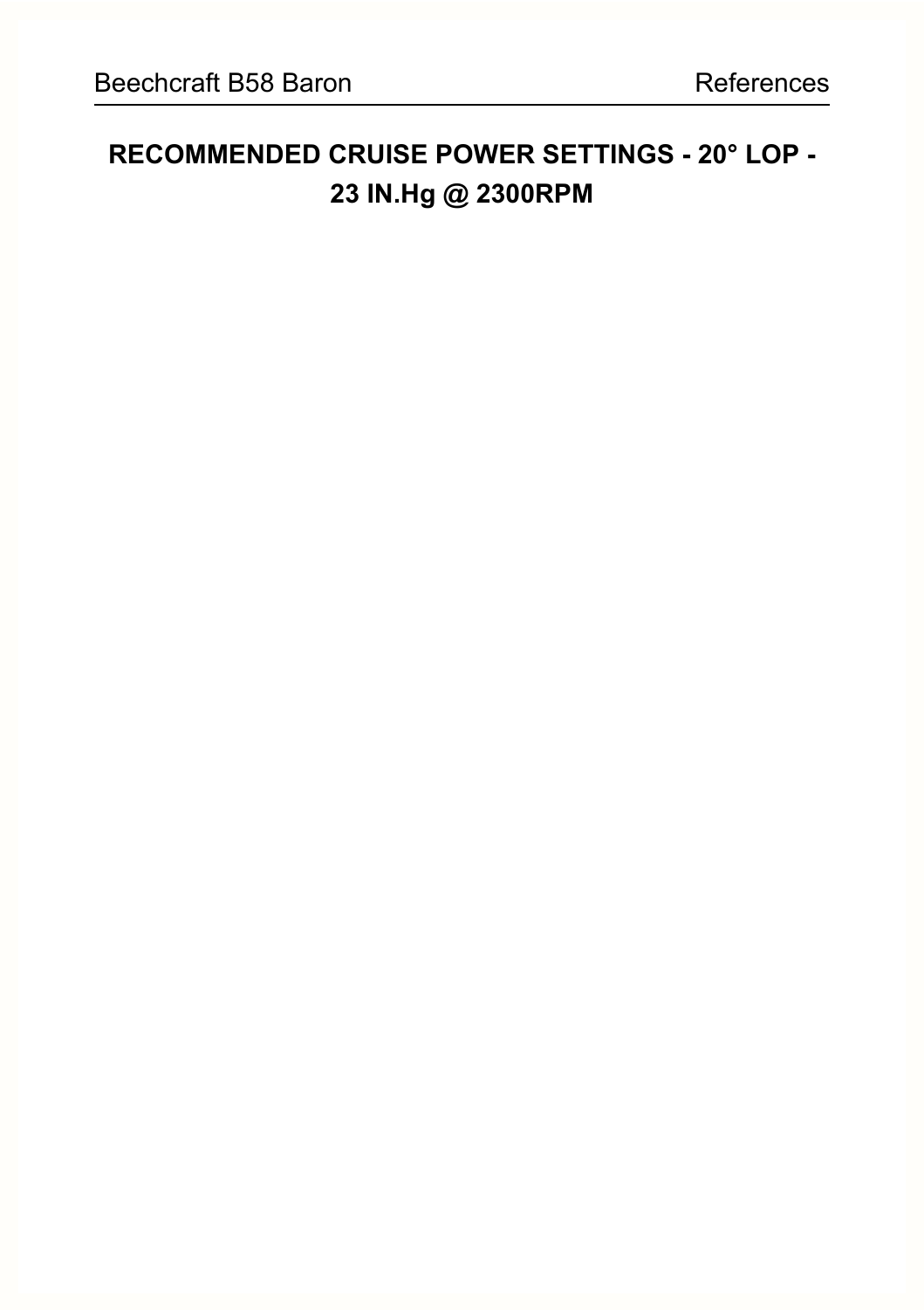# RECOMMENDED CRUISE POWER SETTINGS - 20° LOP - 23 IN.Hg @ 2300RPM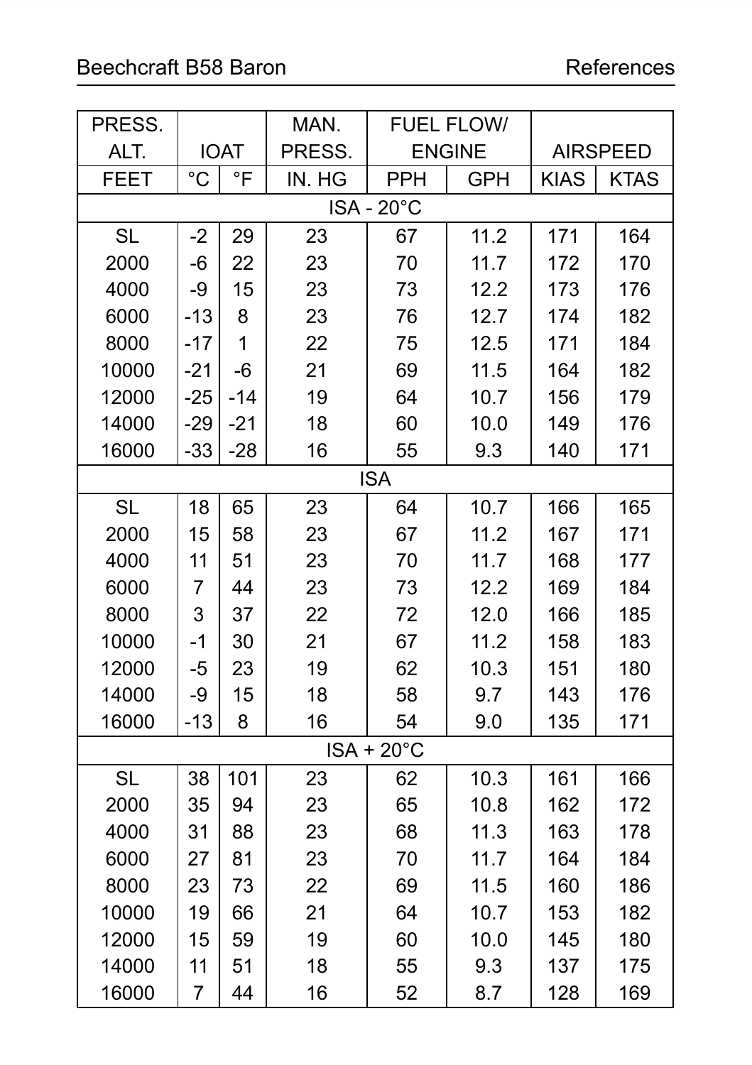| PRESS. ALT. | IOAT | | MAN. PRESS. | FUEL FLOW/ ENGINE | | AIRSPEED | |
|---|---|---|---|---|---|---|---|
| FEET | °C | °F | IN. HG | PPH | GPH | KIAS | KTAS |
| ISA - 20°C | | | | | | | |
| SL | -2 | 29 | 23 | 67 | 11.2 | 171 | 164 |
| 2000 | -6 | 22 | 23 | 70 | 11.7 | 172 | 170 |
| 4000 | -9 | 15 | 23 | 73 | 12.2 | 173 | 176 |
| 6000 | -13 | 8 | 23 | 76 | 12.7 | 174 | 182 |
| 8000 | -17 | 1 | 22 | 75 | 12.5 | 171 | 184 |
| 10000 | -21 | -6 | 21 | 69 | 11.5 | 164 | 182 |
| 12000 | -25 | -14 | 19 | 64 | 10.7 | 156 | 179 |
| 14000 | -29 | -21 | 18 | 60 | 10.0 | 149 | 176 |
| 16000 | -33 | -28 | 16 | 55 | 9.3 | 140 | 171 |
| ISA | | | | | | | |
| SL | 18 | 65 | 23 | 64 | 10.7 | 166 | 165 |
| 2000 | 15 | 58 | 23 | 67 | 11.2 | 167 | 171 |
| 4000 | 11 | 51 | 23 | 70 | 11.7 | 168 | 177 |
| 6000 | 7 | 44 | 23 | 73 | 12.2 | 169 | 184 |
| 8000 | 3 | 37 | 22 | 72 | 12.0 | 166 | 185 |
| 10000 | -1 | 30 | 21 | 67 | 11.2 | 158 | 183 |
| 12000 | -5 | 23 | 19 | 62 | 10.3 | 151 | 180 |
| 14000 | -9 | 15 | 18 | 58 | 9.7 | 143 | 176 |
| 16000 | -13 | 8 | 16 | 54 | 9.0 | 135 | 171 |
| ISA + 20°C | | | | | | | |
| SL | 38 | 101 | 23 | 62 | 10.3 | 161 | 166 |
| 2000 | 35 | 94 | 23 | 65 | 10.8 | 162 | 172 |
| 4000 | 31 | 88 | 23 | 68 | 11.3 | 163 | 178 |
| 6000 | 27 | 81 | 23 | 70 | 11.7 | 164 | 184 |
| 8000 | 23 | 73 | 22 | 69 | 11.5 | 160 | 186 |
| 10000 | 19 | 66 | 21 | 64 | 10.7 | 153 | 182 |
| 12000 | 15 | 59 | 19 | 60 | 10.0 | 145 | 180 |
| 14000 | 11 | 51 | 18 | 55 | 9.3 | 137 | 175 |
| 16000 | 7 | 44 | 16 | 52 | 8.7 | 128 | 169 |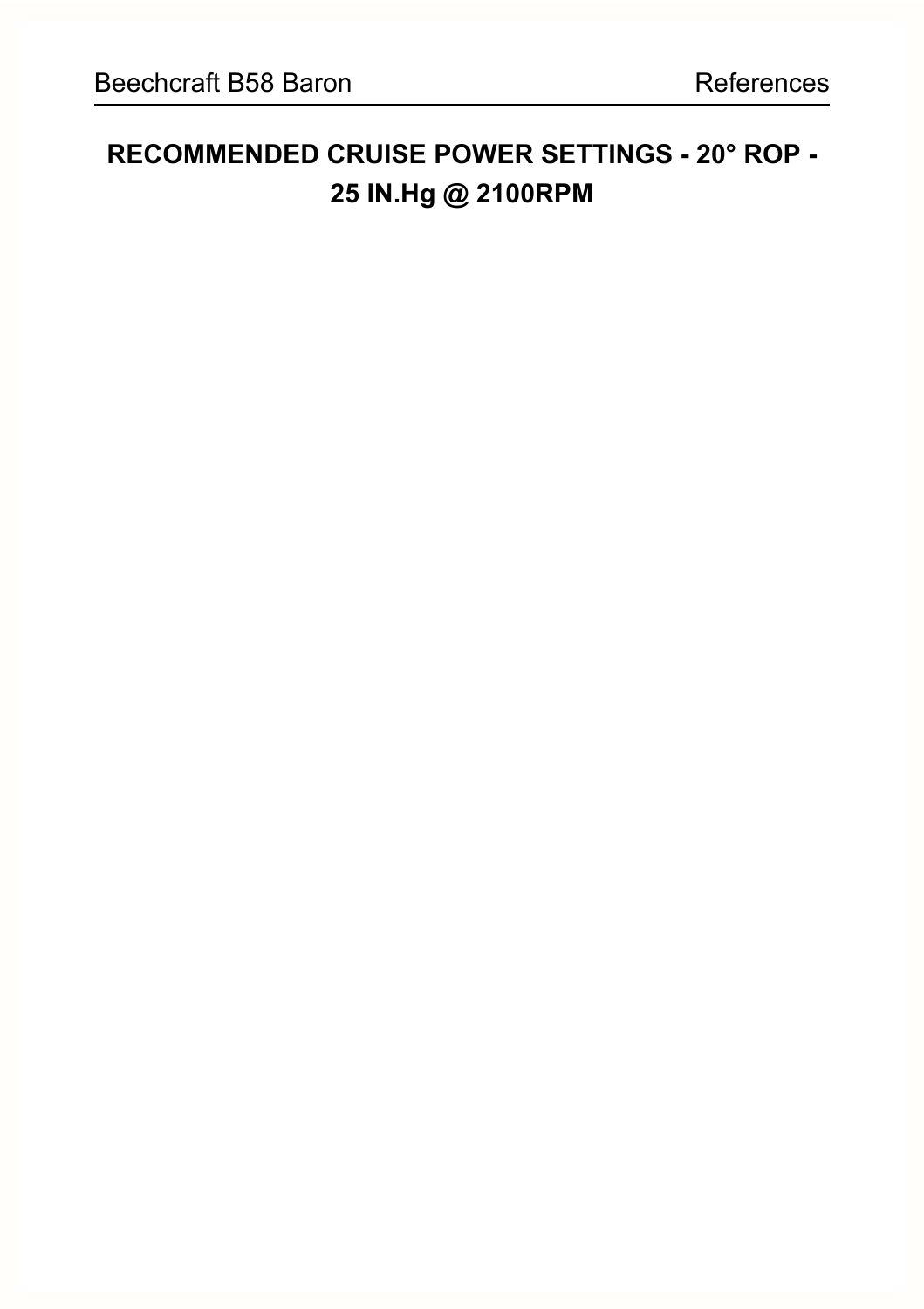# RECOMMENDED CRUISE POWER SETTINGS - 20° ROP - 25 IN.Hg @ 2100RPM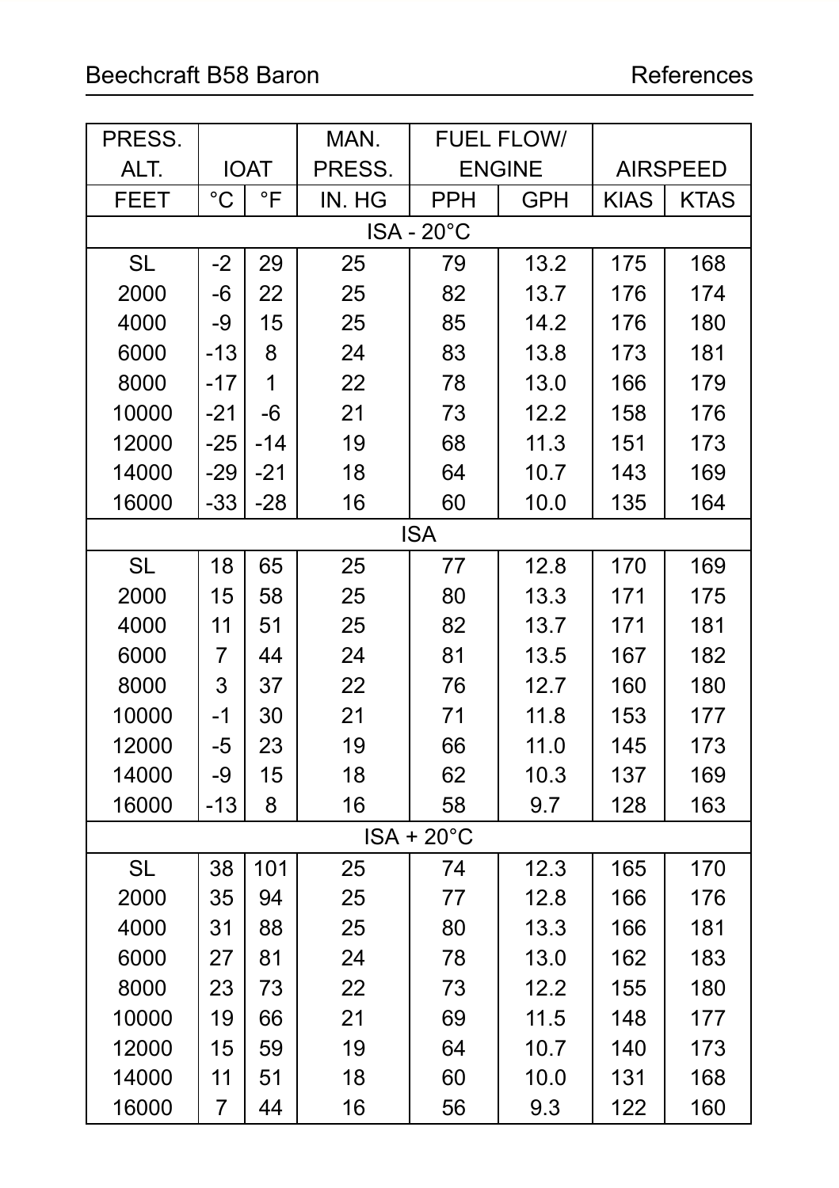| PRESS. ALT. | IOAT | | MAN. PRESS. | FUEL FLOW/ ENGINE | | AIRSPEED | |
|---|---|---|---|---|---|---|---|
| FEET | °C | °F | IN. HG | PPH | GPH | KIAS | KTAS |
| ISA - 20°C | | | | | | | |
| SL | -2 | 29 | 25 | 79 | 13.2 | 175 | 168 |
| 2000 | -6 | 22 | 25 | 82 | 13.7 | 176 | 174 |
| 4000 | -9 | 15 | 25 | 85 | 14.2 | 176 | 180 |
| 6000 | -13 | 8 | 24 | 83 | 13.8 | 173 | 181 |
| 8000 | -17 | 1 | 22 | 78 | 13.0 | 166 | 179 |
| 10000 | -21 | -6 | 21 | 73 | 12.2 | 158 | 176 |
| 12000 | -25 | -14 | 19 | 68 | 11.3 | 151 | 173 |
| 14000 | -29 | -21 | 18 | 64 | 10.7 | 143 | 169 |
| 16000 | -33 | -28 | 16 | 60 | 10.0 | 135 | 164 |
| ISA | | | | | | | |
| SL | 18 | 65 | 25 | 77 | 12.8 | 170 | 169 |
| 2000 | 15 | 58 | 25 | 80 | 13.3 | 171 | 175 |
| 4000 | 11 | 51 | 25 | 82 | 13.7 | 171 | 181 |
| 6000 | 7 | 44 | 24 | 81 | 13.5 | 167 | 182 |
| 8000 | 3 | 37 | 22 | 76 | 12.7 | 160 | 180 |
| 10000 | -1 | 30 | 21 | 71 | 11.8 | 153 | 177 |
| 12000 | -5 | 23 | 19 | 66 | 11.0 | 145 | 173 |
| 14000 | -9 | 15 | 18 | 62 | 10.3 | 137 | 169 |
| 16000 | -13 | 8 | 16 | 58 | 9.7 | 128 | 163 |
| ISA + 20°C | | | | | | | |
| SL | 38 | 101 | 25 | 74 | 12.3 | 165 | 170 |
| 2000 | 35 | 94 | 25 | 77 | 12.8 | 166 | 176 |
| 4000 | 31 | 88 | 25 | 80 | 13.3 | 166 | 181 |
| 6000 | 27 | 81 | 24 | 78 | 13.0 | 162 | 183 |
| 8000 | 23 | 73 | 22 | 73 | 12.2 | 155 | 180 |
| 10000 | 19 | 66 | 21 | 69 | 11.5 | 148 | 177 |
| 12000 | 15 | 59 | 19 | 64 | 10.7 | 140 | 173 |
| 14000 | 11 | 51 | 18 | 60 | 10.0 | 131 | 168 |
| 16000 | 7 | 44 | 16 | 56 | 9.3 | 122 | 160 |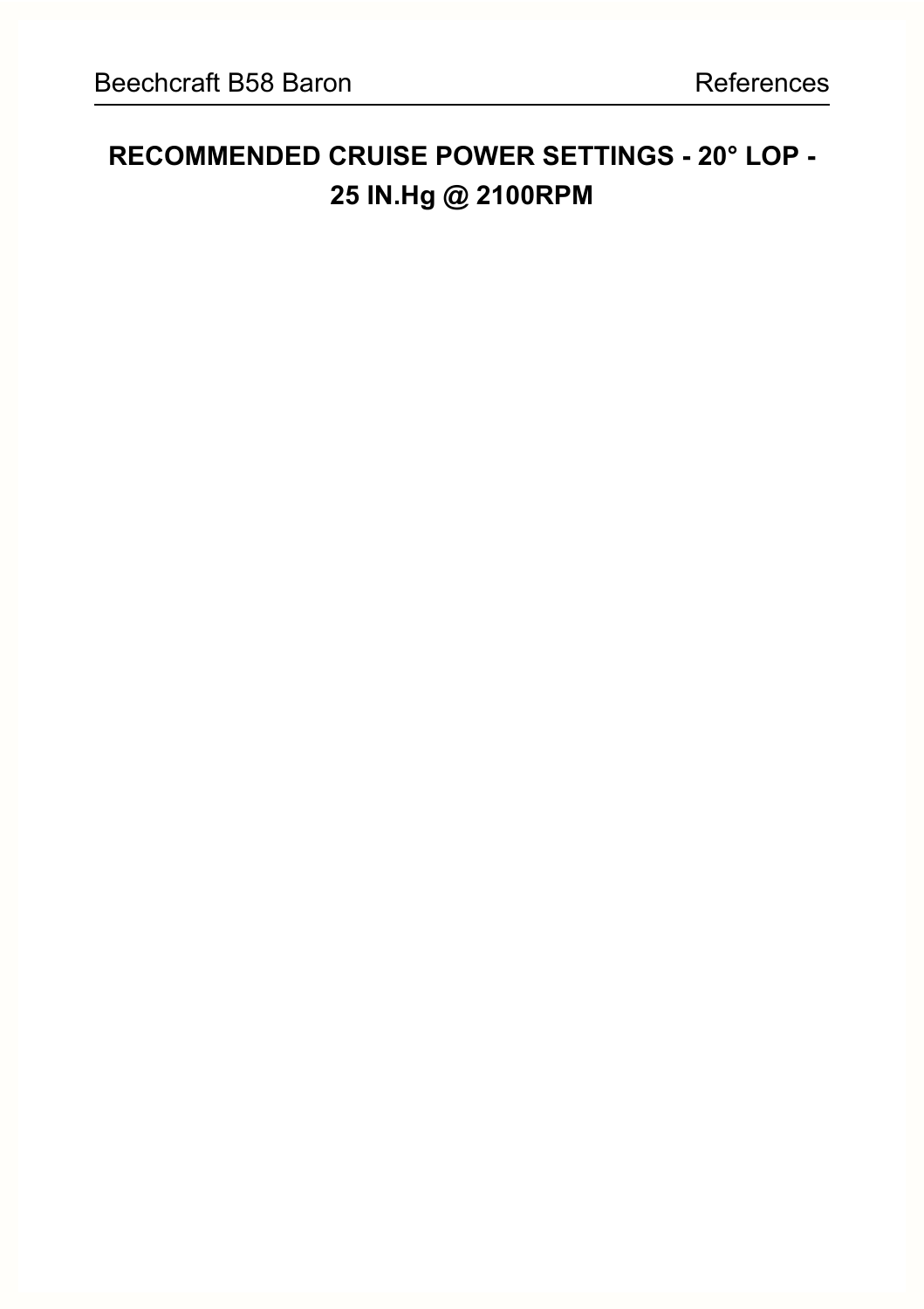# RECOMMENDED CRUISE POWER SETTINGS - 20° LOP - 25 IN.Hg @ 2100RPM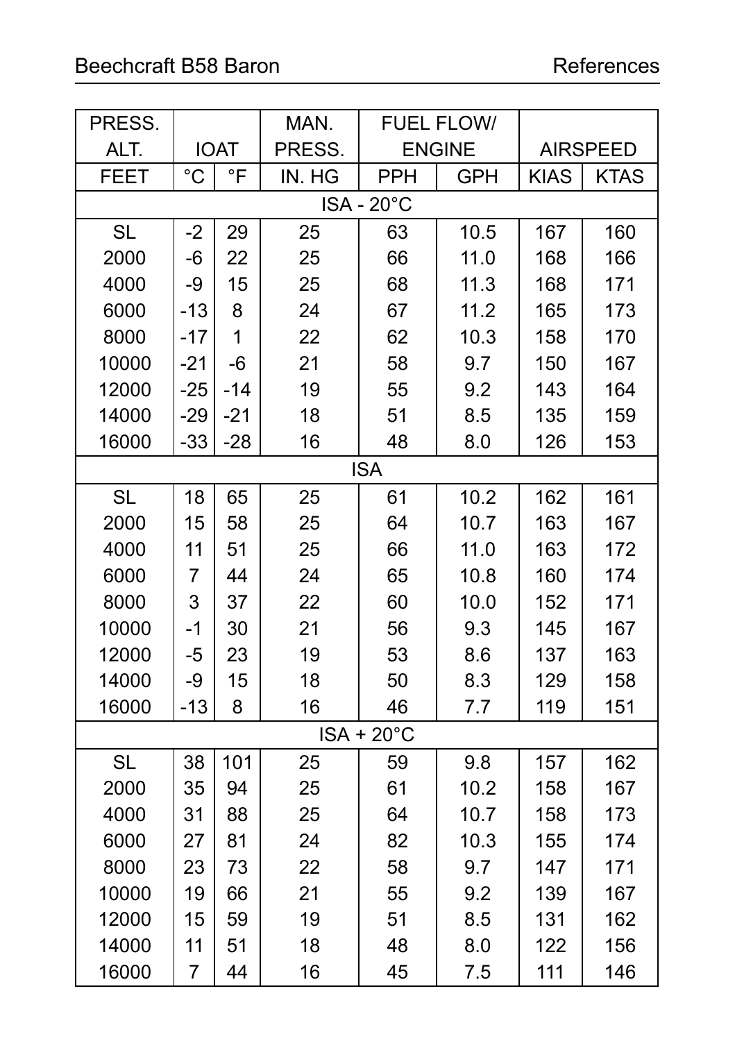| PRESS. ALT. | IOAT | | MAN. PRESS. | FUEL FLOW/ ENGINE | | AIRSPEED | |
|---|---|---|---|---|---|---|---|
| FEET | °C | °F | IN. HG | PPH | GPH | KIAS | KTAS |
| ISA - 20°C | | | | | | | |
| SL | -2 | 29 | 25 | 63 | 10.5 | 167 | 160 |
| 2000 | -6 | 22 | 25 | 66 | 11.0 | 168 | 166 |
| 4000 | -9 | 15 | 25 | 68 | 11.3 | 168 | 171 |
| 6000 | -13 | 8 | 24 | 67 | 11.2 | 165 | 173 |
| 8000 | -17 | 1 | 22 | 62 | 10.3 | 158 | 170 |
| 10000 | -21 | -6 | 21 | 58 | 9.7 | 150 | 167 |
| 12000 | -25 | -14 | 19 | 55 | 9.2 | 143 | 164 |
| 14000 | -29 | -21 | 18 | 51 | 8.5 | 135 | 159 |
| 16000 | -33 | -28 | 16 | 48 | 8.0 | 126 | 153 |
| ISA | | | | | | | |
| SL | 18 | 65 | 25 | 61 | 10.2 | 162 | 161 |
| 2000 | 15 | 58 | 25 | 64 | 10.7 | 163 | 167 |
| 4000 | 11 | 51 | 25 | 66 | 11.0 | 163 | 172 |
| 6000 | 7 | 44 | 24 | 65 | 10.8 | 160 | 174 |
| 8000 | 3 | 37 | 22 | 60 | 10.0 | 152 | 171 |
| 10000 | -1 | 30 | 21 | 56 | 9.3 | 145 | 167 |
| 12000 | -5 | 23 | 19 | 53 | 8.6 | 137 | 163 |
| 14000 | -9 | 15 | 18 | 50 | 8.3 | 129 | 158 |
| 16000 | -13 | 8 | 16 | 46 | 7.7 | 119 | 151 |
| ISA + 20°C | | | | | | | |
| SL | 38 | 101 | 25 | 59 | 9.8 | 157 | 162 |
| 2000 | 35 | 94 | 25 | 61 | 10.2 | 158 | 167 |
| 4000 | 31 | 88 | 25 | 64 | 10.7 | 158 | 173 |
| 6000 | 27 | 81 | 24 | 82 | 10.3 | 155 | 174 |
| 8000 | 23 | 73 | 22 | 58 | 9.7 | 147 | 171 |
| 10000 | 19 | 66 | 21 | 55 | 9.2 | 139 | 167 |
| 12000 | 15 | 59 | 19 | 51 | 8.5 | 131 | 162 |
| 14000 | 11 | 51 | 18 | 48 | 8.0 | 122 | 156 |
| 16000 | 7 | 44 | 16 | 45 | 7.5 | 111 | 146 |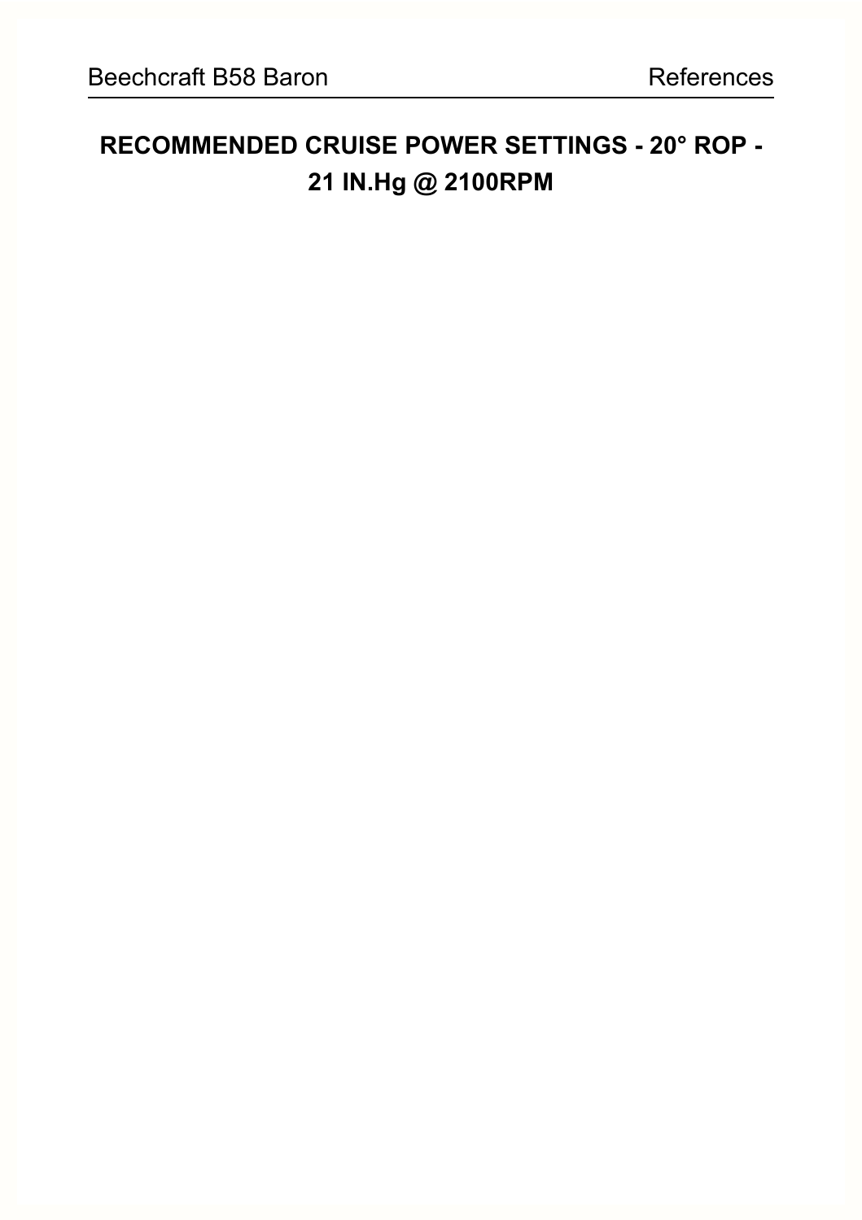# RECOMMENDED CRUISE POWER SETTINGS - 20° ROP - 21 IN.Hg @ 2100RPM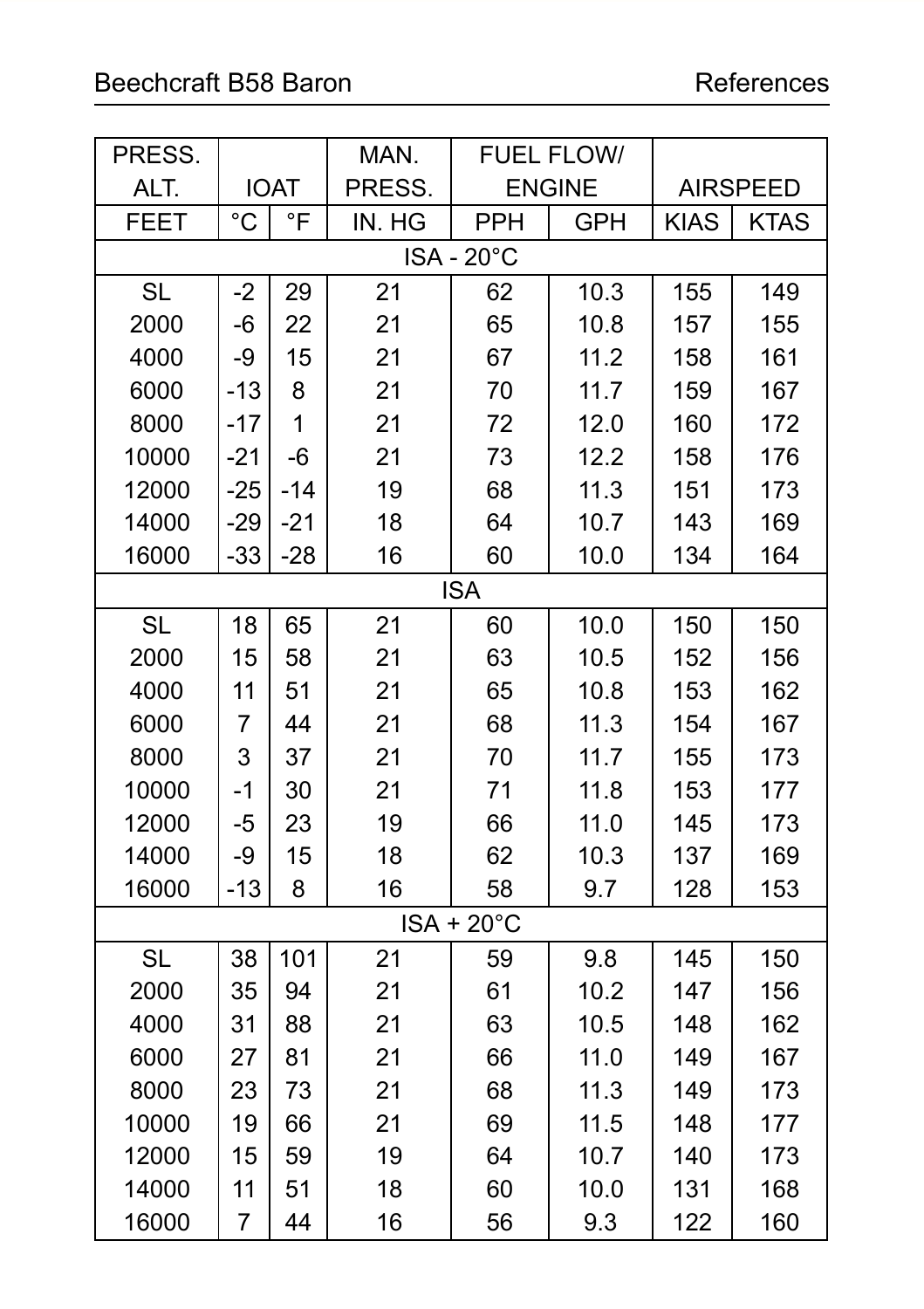| PRESS. ALT. | IOAT | | MAN. PRESS. | FUEL FLOW/ ENGINE | | AIRSPEED | |
|---|---|---|---|---|---|---|---|
| FEET | °C | °F | IN. HG | PPH | GPH | KIAS | KTAS |
| ISA - 20°C | | | | | | | |
| SL | -2 | 29 | 21 | 62 | 10.3 | 155 | 149 |
| 2000 | -6 | 22 | 21 | 65 | 10.8 | 157 | 155 |
| 4000 | -9 | 15 | 21 | 67 | 11.2 | 158 | 161 |
| 6000 | -13 | 8 | 21 | 70 | 11.7 | 159 | 167 |
| 8000 | -17 | 1 | 21 | 72 | 12.0 | 160 | 172 |
| 10000 | -21 | -6 | 21 | 73 | 12.2 | 158 | 176 |
| 12000 | -25 | -14 | 19 | 68 | 11.3 | 151 | 173 |
| 14000 | -29 | -21 | 18 | 64 | 10.7 | 143 | 169 |
| 16000 | -33 | -28 | 16 | 60 | 10.0 | 134 | 164 |
| ISA | | | | | | | |
| SL | 18 | 65 | 21 | 60 | 10.0 | 150 | 150 |
| 2000 | 15 | 58 | 21 | 63 | 10.5 | 152 | 156 |
| 4000 | 11 | 51 | 21 | 65 | 10.8 | 153 | 162 |
| 6000 | 7 | 44 | 21 | 68 | 11.3 | 154 | 167 |
| 8000 | 3 | 37 | 21 | 70 | 11.7 | 155 | 173 |
| 10000 | -1 | 30 | 21 | 71 | 11.8 | 153 | 177 |
| 12000 | -5 | 23 | 19 | 66 | 11.0 | 145 | 173 |
| 14000 | -9 | 15 | 18 | 62 | 10.3 | 137 | 169 |
| 16000 | -13 | 8 | 16 | 58 | 9.7 | 128 | 153 |
| ISA + 20°C | | | | | | | |
| SL | 38 | 101 | 21 | 59 | 9.8 | 145 | 150 |
| 2000 | 35 | 94 | 21 | 61 | 10.2 | 147 | 156 |
| 4000 | 31 | 88 | 21 | 63 | 10.5 | 148 | 162 |
| 6000 | 27 | 81 | 21 | 66 | 11.0 | 149 | 167 |
| 8000 | 23 | 73 | 21 | 68 | 11.3 | 149 | 173 |
| 10000 | 19 | 66 | 21 | 69 | 11.5 | 148 | 177 |
| 12000 | 15 | 59 | 19 | 64 | 10.7 | 140 | 173 |
| 14000 | 11 | 51 | 18 | 60 | 10.0 | 131 | 168 |
| 16000 | 7 | 44 | 16 | 56 | 9.3 | 122 | 160 |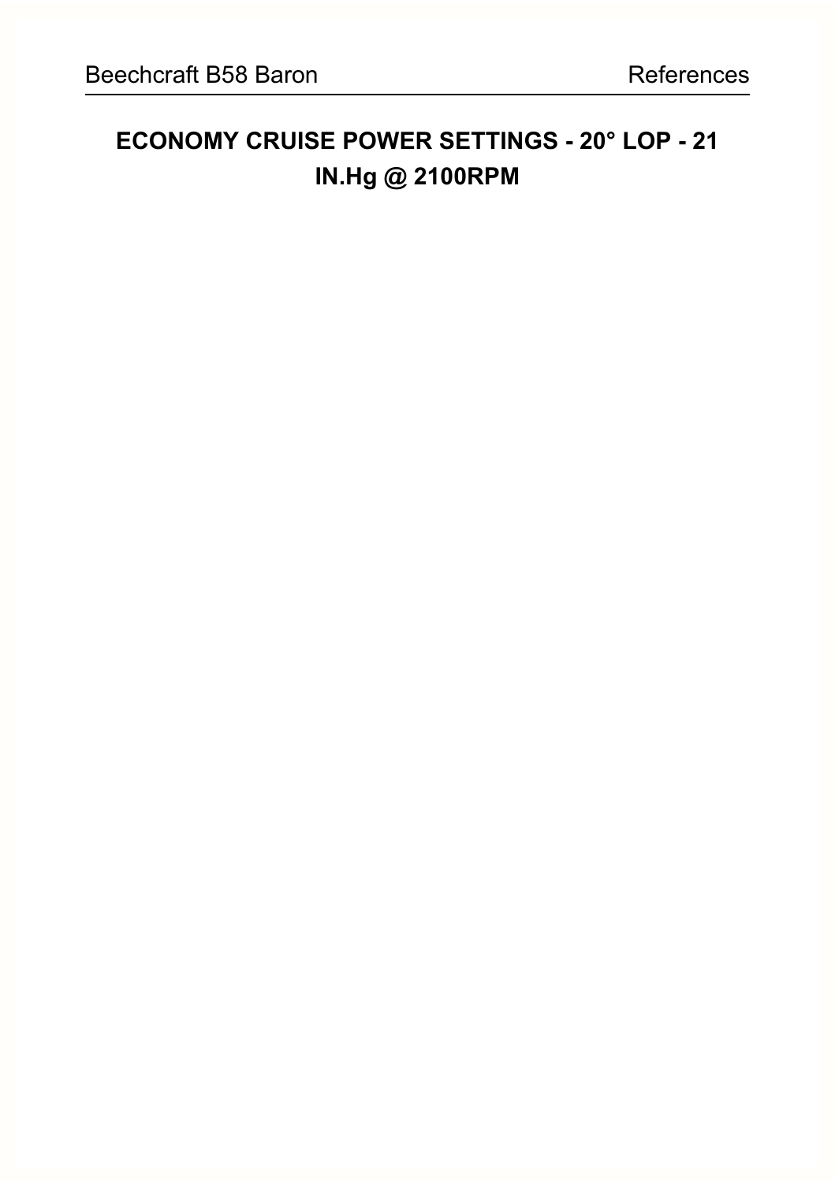# ECONOMY CRUISE POWER SETTINGS - 20° LOP - 21 IN.Hg @ 2100RPM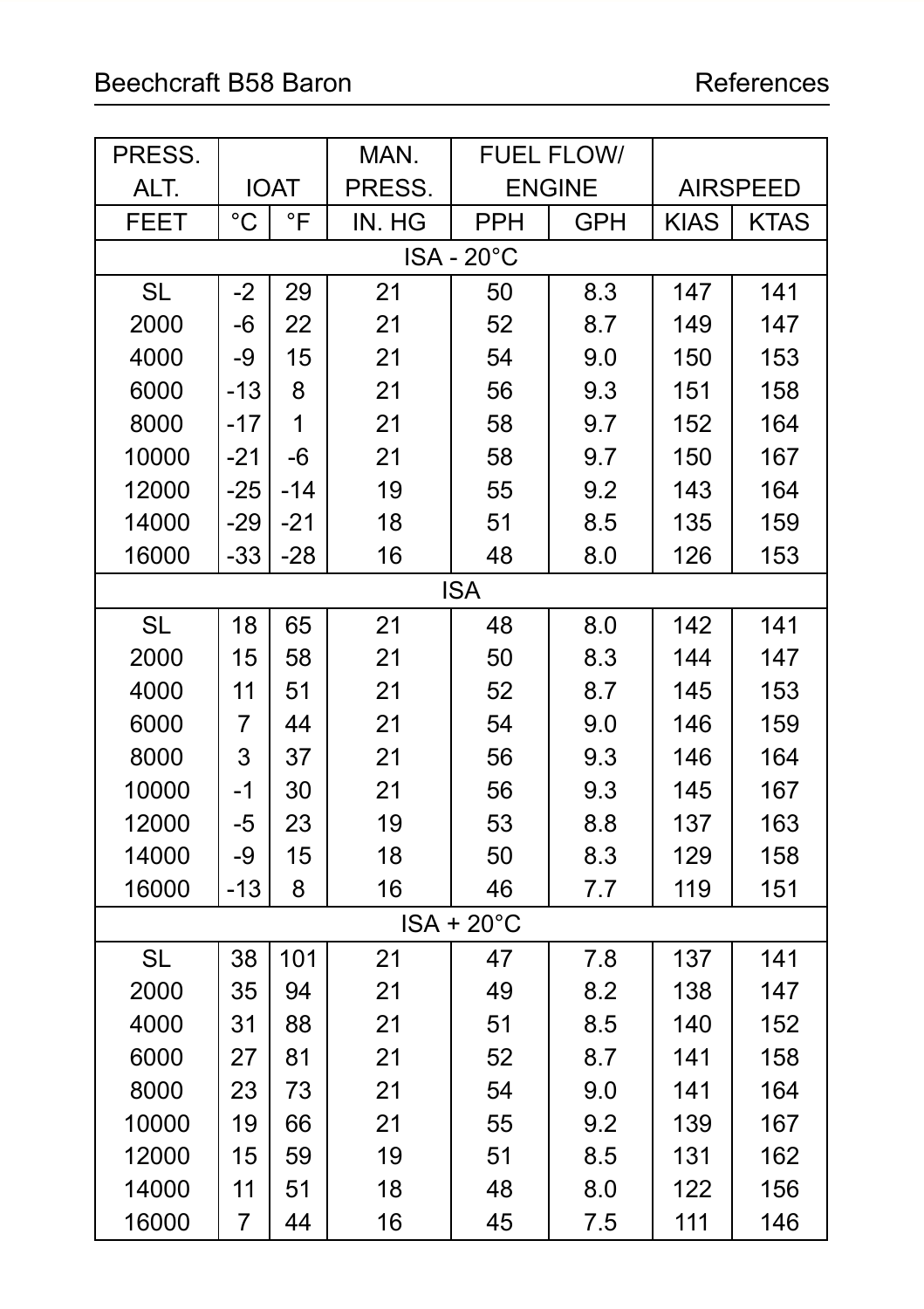| PRESS. ALT. | IOAT | | MAN. PRESS. | FUEL FLOW/ ENGINE | | AIRSPEED | |
|---|---|---|---|---|---|---|---|
| FEET | °C | °F | IN. HG | PPH | GPH | KIAS | KTAS |
| ISA - 20°C | | | | | | | |
| SL | -2 | 29 | 21 | 50 | 8.3 | 147 | 141 |
| 2000 | -6 | 22 | 21 | 52 | 8.7 | 149 | 147 |
| 4000 | -9 | 15 | 21 | 54 | 9.0 | 150 | 153 |
| 6000 | -13 | 8 | 21 | 56 | 9.3 | 151 | 158 |
| 8000 | -17 | 1 | 21 | 58 | 9.7 | 152 | 164 |
| 10000 | -21 | -6 | 21 | 58 | 9.7 | 150 | 167 |
| 12000 | -25 | -14 | 19 | 55 | 9.2 | 143 | 164 |
| 14000 | -29 | -21 | 18 | 51 | 8.5 | 135 | 159 |
| 16000 | -33 | -28 | 16 | 48 | 8.0 | 126 | 153 |
| ISA | | | | | | | |
| SL | 18 | 65 | 21 | 48 | 8.0 | 142 | 141 |
| 2000 | 15 | 58 | 21 | 50 | 8.3 | 144 | 147 |
| 4000 | 11 | 51 | 21 | 52 | 8.7 | 145 | 153 |
| 6000 | 7 | 44 | 21 | 54 | 9.0 | 146 | 159 |
| 8000 | 3 | 37 | 21 | 56 | 9.3 | 146 | 164 |
| 10000 | -1 | 30 | 21 | 56 | 9.3 | 145 | 167 |
| 12000 | -5 | 23 | 19 | 53 | 8.8 | 137 | 163 |
| 14000 | -9 | 15 | 18 | 50 | 8.3 | 129 | 158 |
| 16000 | -13 | 8 | 16 | 46 | 7.7 | 119 | 151 |
| ISA + 20°C | | | | | | | |
| SL | 38 | 101 | 21 | 47 | 7.8 | 137 | 141 |
| 2000 | 35 | 94 | 21 | 49 | 8.2 | 138 | 147 |
| 4000 | 31 | 88 | 21 | 51 | 8.5 | 140 | 152 |
| 6000 | 27 | 81 | 21 | 52 | 8.7 | 141 | 158 |
| 8000 | 23 | 73 | 21 | 54 | 9.0 | 141 | 164 |
| 10000 | 19 | 66 | 21 | 55 | 9.2 | 139 | 167 |
| 12000 | 15 | 59 | 19 | 51 | 8.5 | 131 | 162 |
| 14000 | 11 | 51 | 18 | 48 | 8.0 | 122 | 156 |
| 16000 | 7 | 44 | 16 | 45 | 7.5 | 111 | 146 |